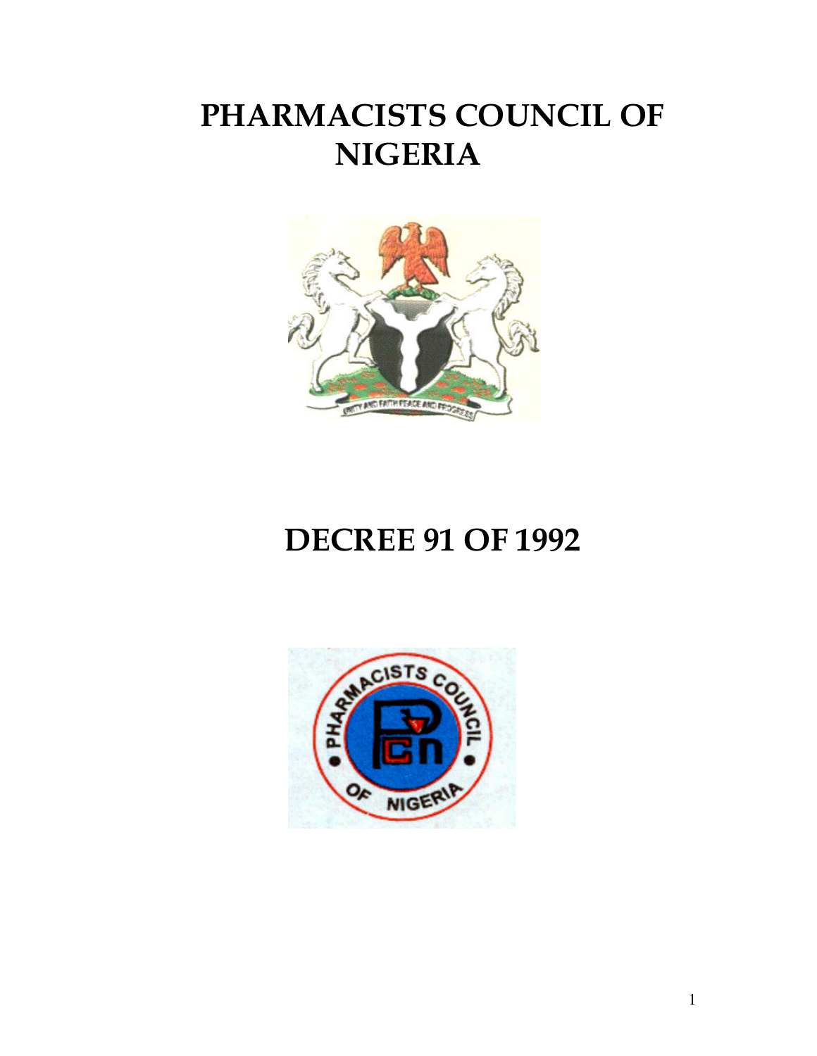# PHARMACISTS COUNCIL OF NIGERIA

# DECREE 91 OF 1992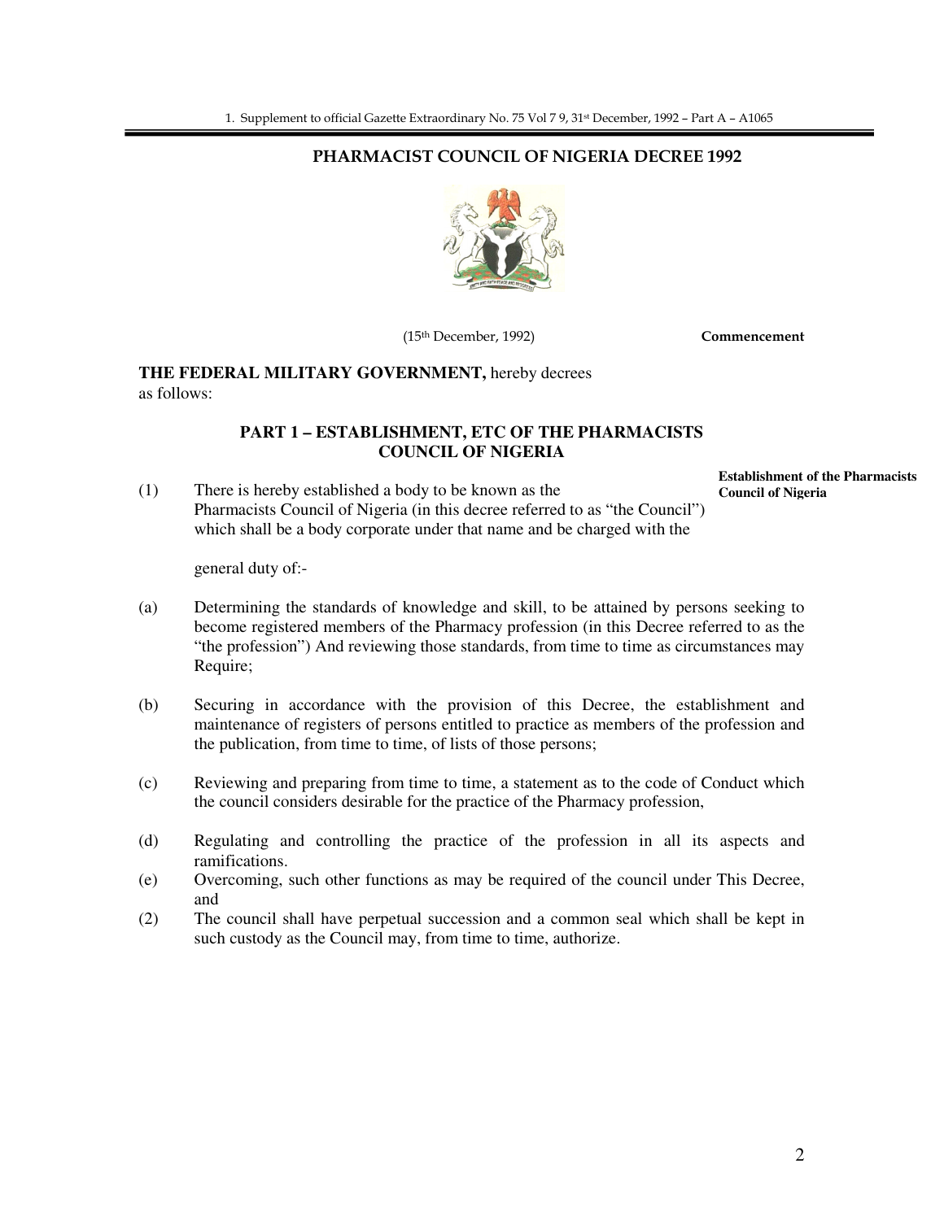1. Supplement to official Gazette Extraordinary No. 75 Vol 7 9, 31st December, 1992 – Part A – A1065

## PHARMACIST COUNCIL OF NIGERIA DECREE 1992

(15th December, 1992) **Commencement**

**THE FEDERAL MILITARY GOVERNMENT,** hereby decrees as follows:

### PART 1 – ESTABLISHMENT, ETC OF THE PHARMACISTS COUNCIL OF NIGERIA

**Establishment of the Pharmacists Council of Nigeria**

(1) There is hereby established a body to be known as the Pharmacists Council of Nigeria (in this decree referred to as "the Council") which shall be a body corporate under that name and be charged with the

general duty of:-

(a) Determining the standards of knowledge and skill, to be attained by persons seeking to become registered members of the Pharmacy profession (in this Decree referred to as the "the profession") And reviewing those standards, from time to time as circumstances may Require;

(b) Securing in accordance with the provision of this Decree, the establishment and maintenance of registers of persons entitled to practice as members of the profession and the publication, from time to time, of lists of those persons;

(c) Reviewing and preparing from time to time, a statement as to the code of Conduct which the council considers desirable for the practice of the Pharmacy profession,

(d) Regulating and controlling the practice of the profession in all its aspects and ramifications.

(e) Overcoming, such other functions as may be required of the council under This Decree, and

(2) The council shall have perpetual succession and a common seal which shall be kept in such custody as the Council may, from time to time, authorize.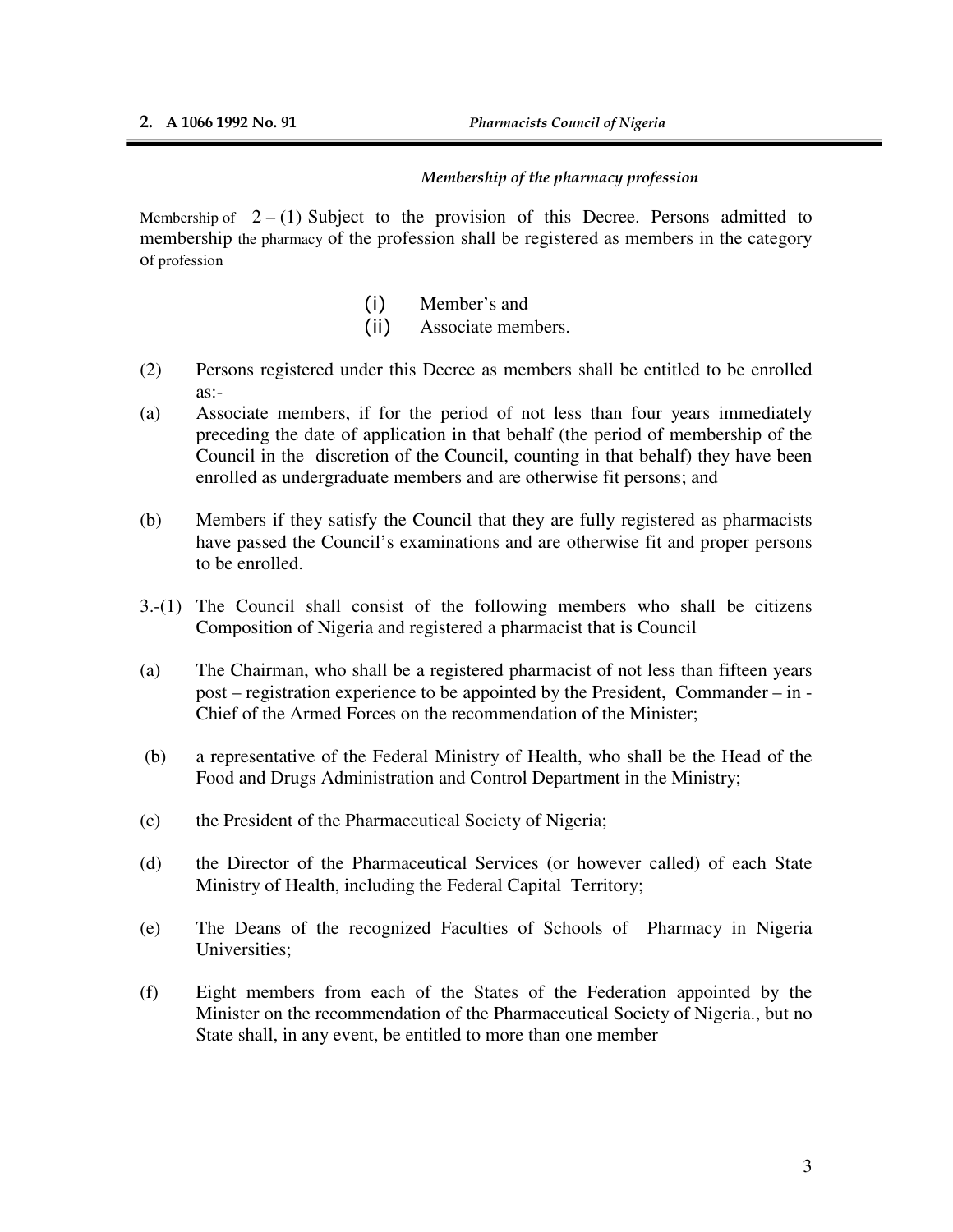*Membership of the pharmacy profession*

Membership of the pharmacy profession 2 – (1) Subject to the provision of this Decree. Persons admitted to membership of the profession shall be registered as members in the category of

(i) Member's and
(ii) Associate members.

(2) Persons registered under this Decree as members shall be entitled to be enrolled as:-

(a) Associate members, if for the period of not less than four years immediately preceding the date of application in that behalf (the period of membership of the Council in the discretion of the Council, counting in that behalf) they have been enrolled as undergraduate members and are otherwise fit persons; and

(b) Members if they satisfy the Council that they are fully registered as pharmacists have passed the Council's examinations and are otherwise fit and proper persons to be enrolled.

3.-(1) The Council shall consist of the following members who shall be citizens of Nigeria and registered a pharmacist that is

Composition of Council

(a) The Chairman, who shall be a registered pharmacist of not less than fifteen years post – registration experience to be appointed by the President, Commander – in - Chief of the Armed Forces on the recommendation of the Minister;

(b) a representative of the Federal Ministry of Health, who shall be the Head of the Food and Drugs Administration and Control Department in the Ministry;

(c) the President of the Pharmaceutical Society of Nigeria;

(d) the Director of the Pharmaceutical Services (or however called) of each State Ministry of Health, including the Federal Capital Territory;

(e) The Deans of the recognized Faculties of Schools of Pharmacy in Nigeria Universities;

(f) Eight members from each of the States of the Federation appointed by the Minister on the recommendation of the Pharmaceutical Society of Nigeria., but no State shall, in any event, be entitled to more than one member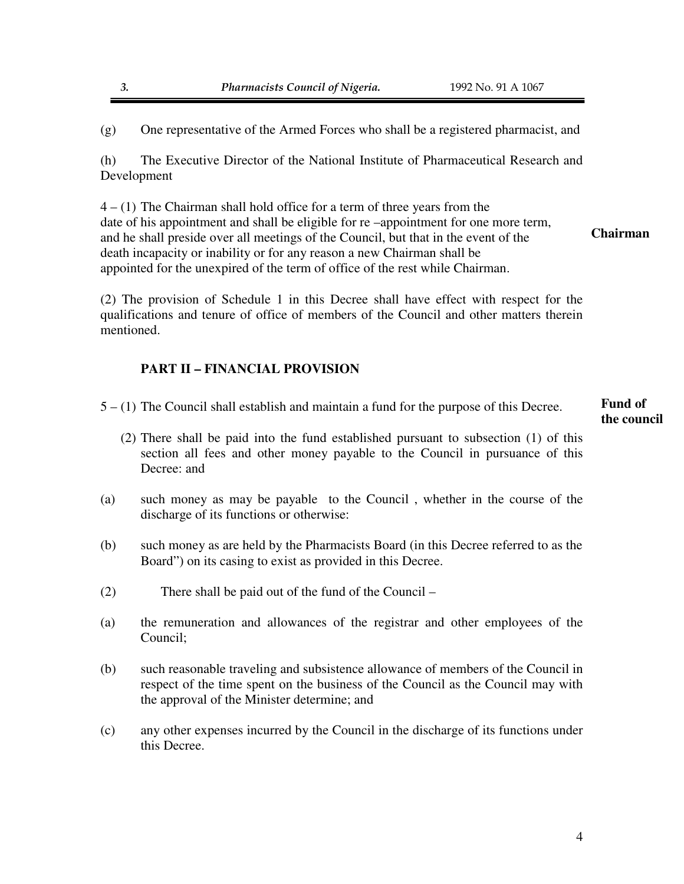(g) One representative of the Armed Forces who shall be a registered pharmacist, and

(h) The Executive Director of the National Institute of Pharmaceutical Research and Development

**Chairman**

4 – (1) The Chairman shall hold office for a term of three years from the date of his appointment and shall be eligible for re –appointment for one more term, and he shall preside over all meetings of the Council, but that in the event of the death incapacity or inability or for any reason a new Chairman shall be appointed for the unexpired of the term of office of the rest while Chairman.

(2) The provision of Schedule 1 in this Decree shall have effect with respect for the qualifications and tenure of office of members of the Council and other matters therein mentioned.

## PART II – FINANCIAL PROVISION

**Fund of the council**

5 – (1) The Council shall establish and maintain a fund for the purpose of this Decree.

(2) There shall be paid into the fund established pursuant to subsection (1) of this section all fees and other money payable to the Council in pursuance of this Decree: and

(a) such money as may be payable to the Council , whether in the course of the discharge of its functions or otherwise:

(b) such money as are held by the Pharmacists Board (in this Decree referred to as the Board") on its casing to exist as provided in this Decree.

(2) There shall be paid out of the fund of the Council –

(a) the remuneration and allowances of the registrar and other employees of the Council;

(b) such reasonable traveling and subsistence allowance of members of the Council in respect of the time spent on the business of the Council as the Council may with the approval of the Minister determine; and

(c) any other expenses incurred by the Council in the discharge of its functions under this Decree.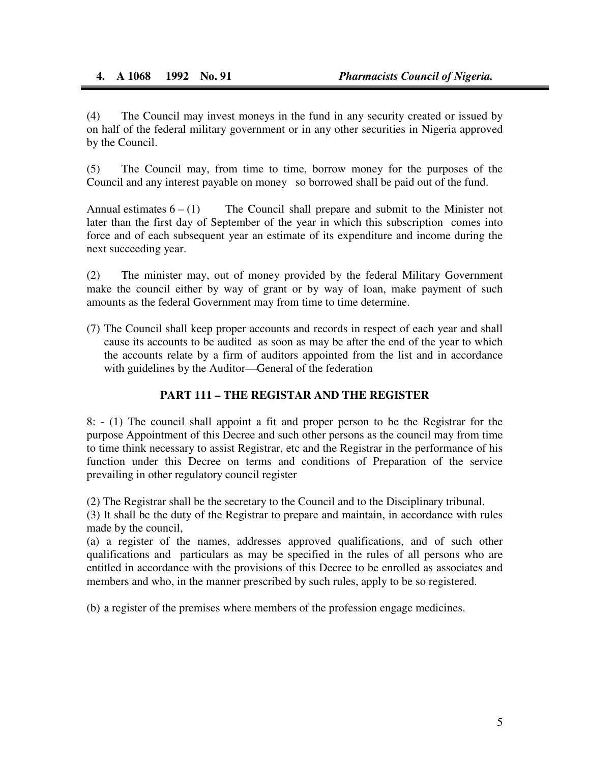(4) The Council may invest moneys in the fund in any security created or issued by on half of the federal military government or in any other securities in Nigeria approved by the Council.

(5) The Council may, from time to time, borrow money for the purposes of the Council and any interest payable on money so borrowed shall be paid out of the fund.

Annual estimates 6 – (1) The Council shall prepare and submit to the Minister not later than the first day of September of the year in which this subscription comes into force and of each subsequent year an estimate of its expenditure and income during the next succeeding year.

(2) The minister may, out of money provided by the federal Military Government make the council either by way of grant or by way of loan, make payment of such amounts as the federal Government may from time to time determine.

(7) The Council shall keep proper accounts and records in respect of each year and shall cause its accounts to be audited as soon as may be after the end of the year to which the accounts relate by a firm of auditors appointed from the list and in accordance with guidelines by the Auditor—General of the federation

## PART 111 – THE REGISTAR AND THE REGISTER

8: - (1) The council shall appoint a fit and proper person to be the Registrar for the purpose Appointment of this Decree and such other persons as the council may from time to time think necessary to assist Registrar, etc and the Registrar in the performance of his function under this Decree on terms and conditions of Preparation of the service prevailing in other regulatory council register

(2) The Registrar shall be the secretary to the Council and to the Disciplinary tribunal.

(3) It shall be the duty of the Registrar to prepare and maintain, in accordance with rules made by the council,

(a) a register of the names, addresses approved qualifications, and of such other qualifications and particulars as may be specified in the rules of all persons who are entitled in accordance with the provisions of this Decree to be enrolled as associates and members and who, in the manner prescribed by such rules, apply to be so registered.

(b) a register of the premises where members of the profession engage medicines.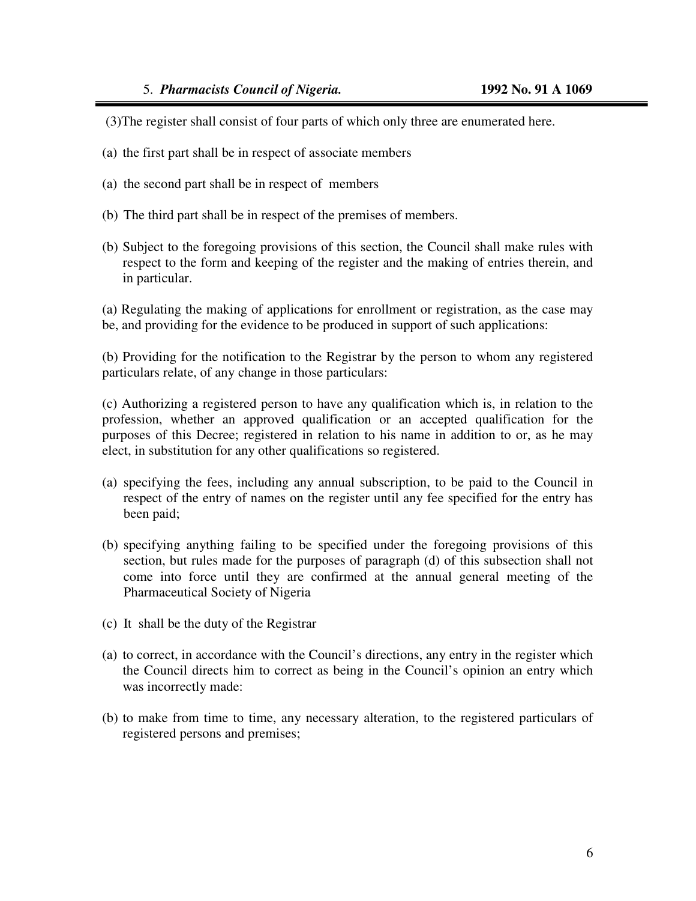(3)The register shall consist of four parts of which only three are enumerated here.

(a) the first part shall be in respect of associate members

(a) the second part shall be in respect of members

(b) The third part shall be in respect of the premises of members.

(b) Subject to the foregoing provisions of this section, the Council shall make rules with respect to the form and keeping of the register and the making of entries therein, and in particular.

(a) Regulating the making of applications for enrollment or registration, as the case may be, and providing for the evidence to be produced in support of such applications:

(b) Providing for the notification to the Registrar by the person to whom any registered particulars relate, of any change in those particulars:

(c) Authorizing a registered person to have any qualification which is, in relation to the profession, whether an approved qualification or an accepted qualification for the purposes of this Decree; registered in relation to his name in addition to or, as he may elect, in substitution for any other qualifications so registered.

(a) specifying the fees, including any annual subscription, to be paid to the Council in respect of the entry of names on the register until any fee specified for the entry has been paid;

(b) specifying anything failing to be specified under the foregoing provisions of this section, but rules made for the purposes of paragraph (d) of this subsection shall not come into force until they are confirmed at the annual general meeting of the Pharmaceutical Society of Nigeria

(c) It shall be the duty of the Registrar

(a) to correct, in accordance with the Council's directions, any entry in the register which the Council directs him to correct as being in the Council's opinion an entry which was incorrectly made:

(b) to make from time to time, any necessary alteration, to the registered particulars of registered persons and premises;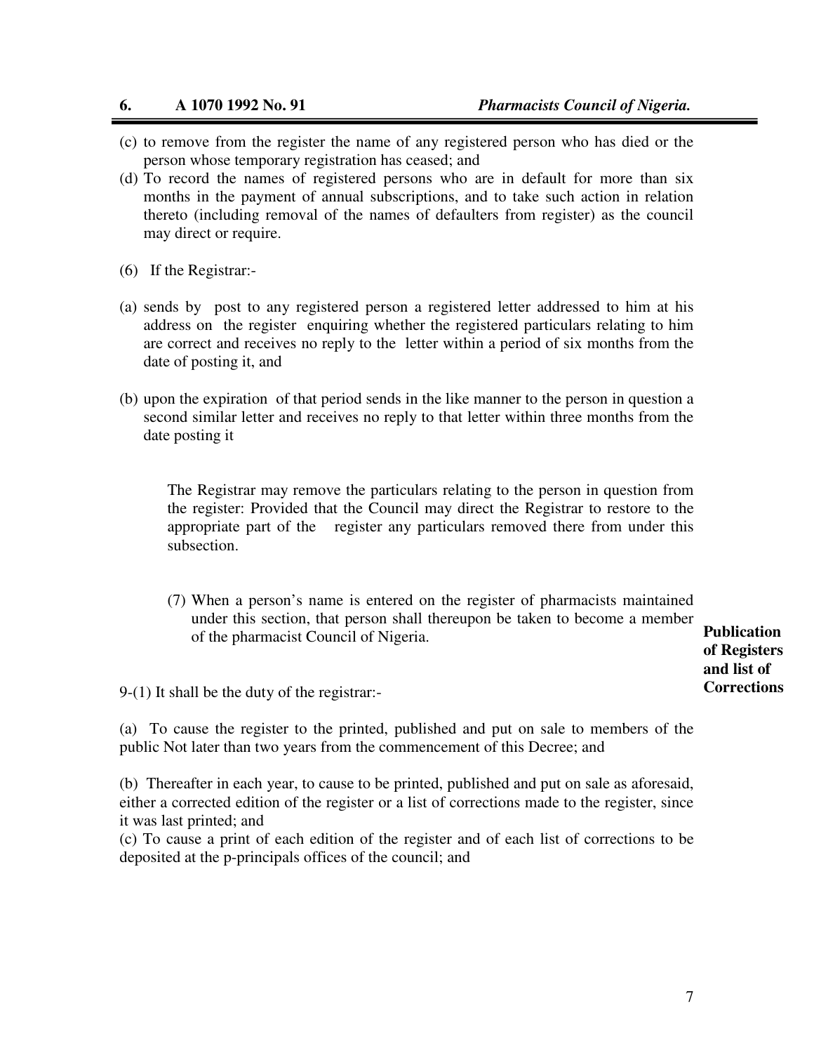(c) to remove from the register the name of any registered person who has died or the person whose temporary registration has ceased; and

(d) To record the names of registered persons who are in default for more than six months in the payment of annual subscriptions, and to take such action in relation thereto (including removal of the names of defaulters from register) as the council may direct or require.

(6) If the Registrar:-

(a) sends by post to any registered person a registered letter addressed to him at his address on the register enquiring whether the registered particulars relating to him are correct and receives no reply to the letter within a period of six months from the date of posting it, and

(b) upon the expiration of that period sends in the like manner to the person in question a second similar letter and receives no reply to that letter within three months from the date posting it

The Registrar may remove the particulars relating to the person in question from the register: Provided that the Council may direct the Registrar to restore to the appropriate part of the register any particulars removed there from under this subsection.

(7) When a person's name is entered on the register of pharmacists maintained under this section, that person shall thereupon be taken to become a member of the pharmacist Council of Nigeria.

**Publication of Registers and list of Corrections**

9-(1) It shall be the duty of the registrar:-

(a) To cause the register to the printed, published and put on sale to members of the public Not later than two years from the commencement of this Decree; and

(b) Thereafter in each year, to cause to be printed, published and put on sale as aforesaid, either a corrected edition of the register or a list of corrections made to the register, since it was last printed; and

(c) To cause a print of each edition of the register and of each list of corrections to be deposited at the p-principals offices of the council; and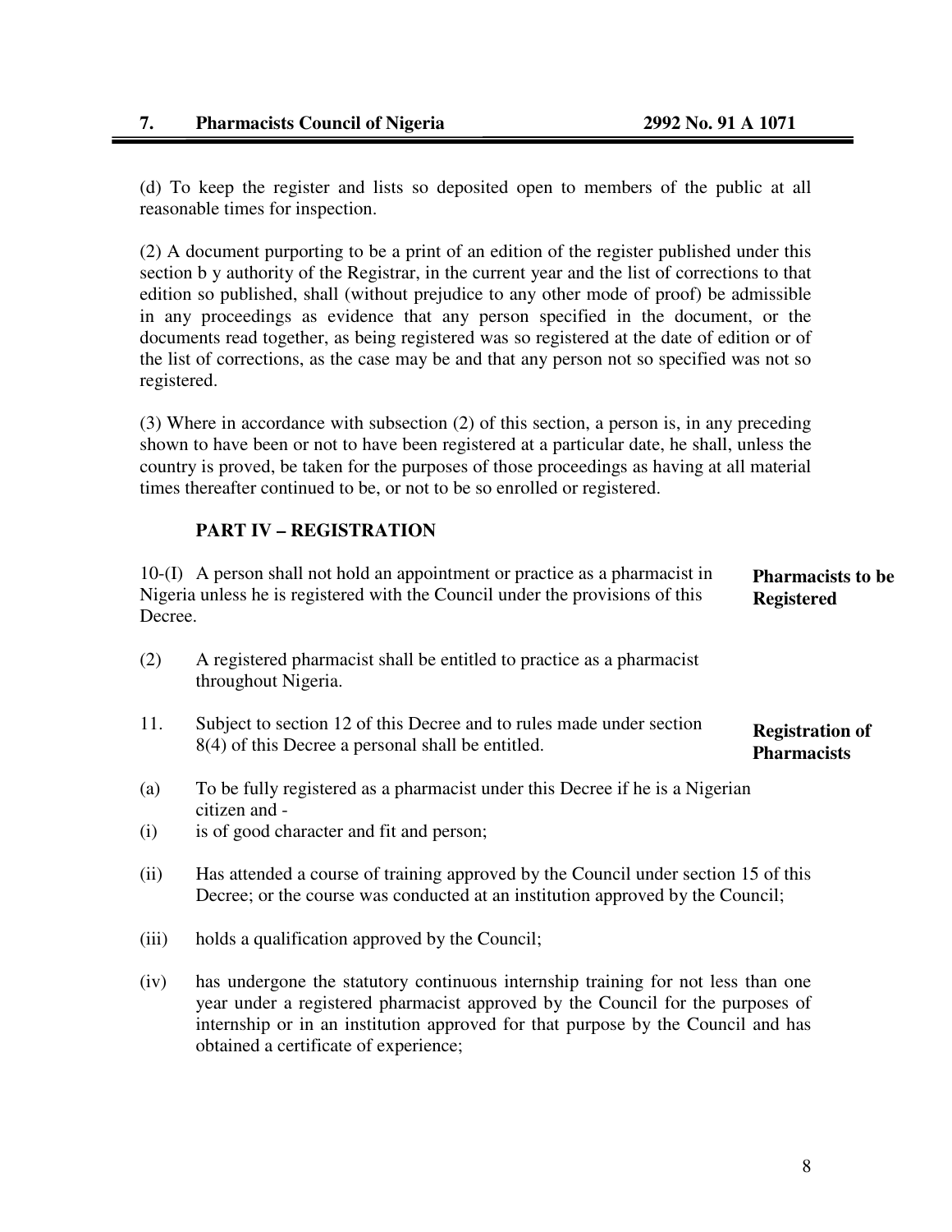(d) To keep the register and lists so deposited open to members of the public at all reasonable times for inspection.

(2) A document purporting to be a print of an edition of the register published under this section b y authority of the Registrar, in the current year and the list of corrections to that edition so published, shall (without prejudice to any other mode of proof) be admissible in any proceedings as evidence that any person specified in the document, or the documents read together, as being registered was so registered at the date of edition or of the list of corrections, as the case may be and that any person not so specified was not so registered.

(3) Where in accordance with subsection (2) of this section, a person is, in any preceding shown to have been or not to have been registered at a particular date, he shall, unless the country is proved, be taken for the purposes of those proceedings as having at all material times thereafter continued to be, or not to be so enrolled or registered.

## PART IV – REGISTRATION

**Pharmacists to be Registered**

10-(I) A person shall not hold an appointment or practice as a pharmacist in Nigeria unless he is registered with the Council under the provisions of this Decree.

(2) A registered pharmacist shall be entitled to practice as a pharmacist throughout Nigeria.

**Registration of Pharmacists**

11. Subject to section 12 of this Decree and to rules made under section 8(4) of this Decree a personal shall be entitled.

(a) To be fully registered as a pharmacist under this Decree if he is a Nigerian citizen and -

(i) is of good character and fit and person;

(ii) Has attended a course of training approved by the Council under section 15 of this Decree; or the course was conducted at an institution approved by the Council;

(iii) holds a qualification approved by the Council;

(iv) has undergone the statutory continuous internship training for not less than one year under a registered pharmacist approved by the Council for the purposes of internship or in an institution approved for that purpose by the Council and has obtained a certificate of experience;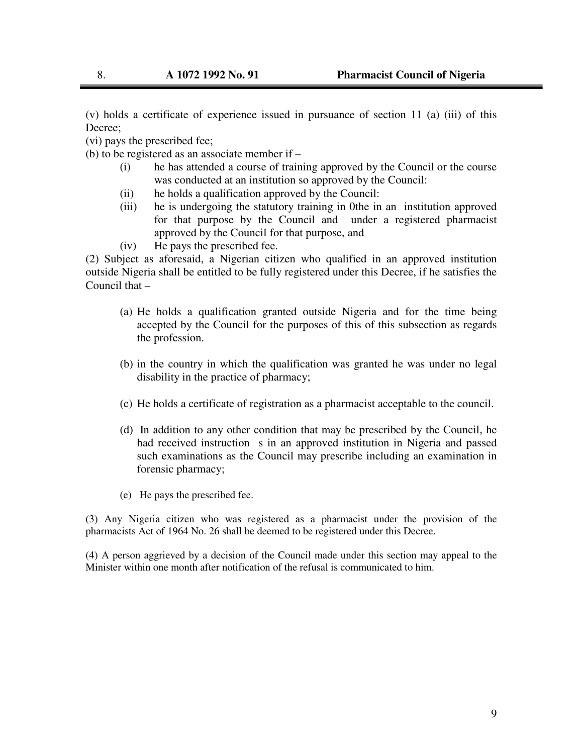(v) holds a certificate of experience issued in pursuance of section 11 (a) (iii) of this Decree;

(vi) pays the prescribed fee;

(b) to be registered as an associate member if –

- (i) he has attended a course of training approved by the Council or the course was conducted at an institution so approved by the Council:
- (ii) he holds a qualification approved by the Council:
- (iii) he is undergoing the statutory training in 0the in an institution approved for that purpose by the Council and under a registered pharmacist approved by the Council for that purpose, and
- (iv) He pays the prescribed fee.

(2) Subject as aforesaid, a Nigerian citizen who qualified in an approved institution outside Nigeria shall be entitled to be fully registered under this Decree, if he satisfies the Council that –

- (a) He holds a qualification granted outside Nigeria and for the time being accepted by the Council for the purposes of this of this subsection as regards the profession.
- (b) in the country in which the qualification was granted he was under no legal disability in the practice of pharmacy;
- (c) He holds a certificate of registration as a pharmacist acceptable to the council.
- (d) In addition to any other condition that may be prescribed by the Council, he had received instruction s in an approved institution in Nigeria and passed such examinations as the Council may prescribe including an examination in forensic pharmacy;
- (e) He pays the prescribed fee.

(3) Any Nigeria citizen who was registered as a pharmacist under the provision of the pharmacists Act of 1964 No. 26 shall be deemed to be registered under this Decree.

(4) A person aggrieved by a decision of the Council made under this section may appeal to the Minister within one month after notification of the refusal is communicated to him.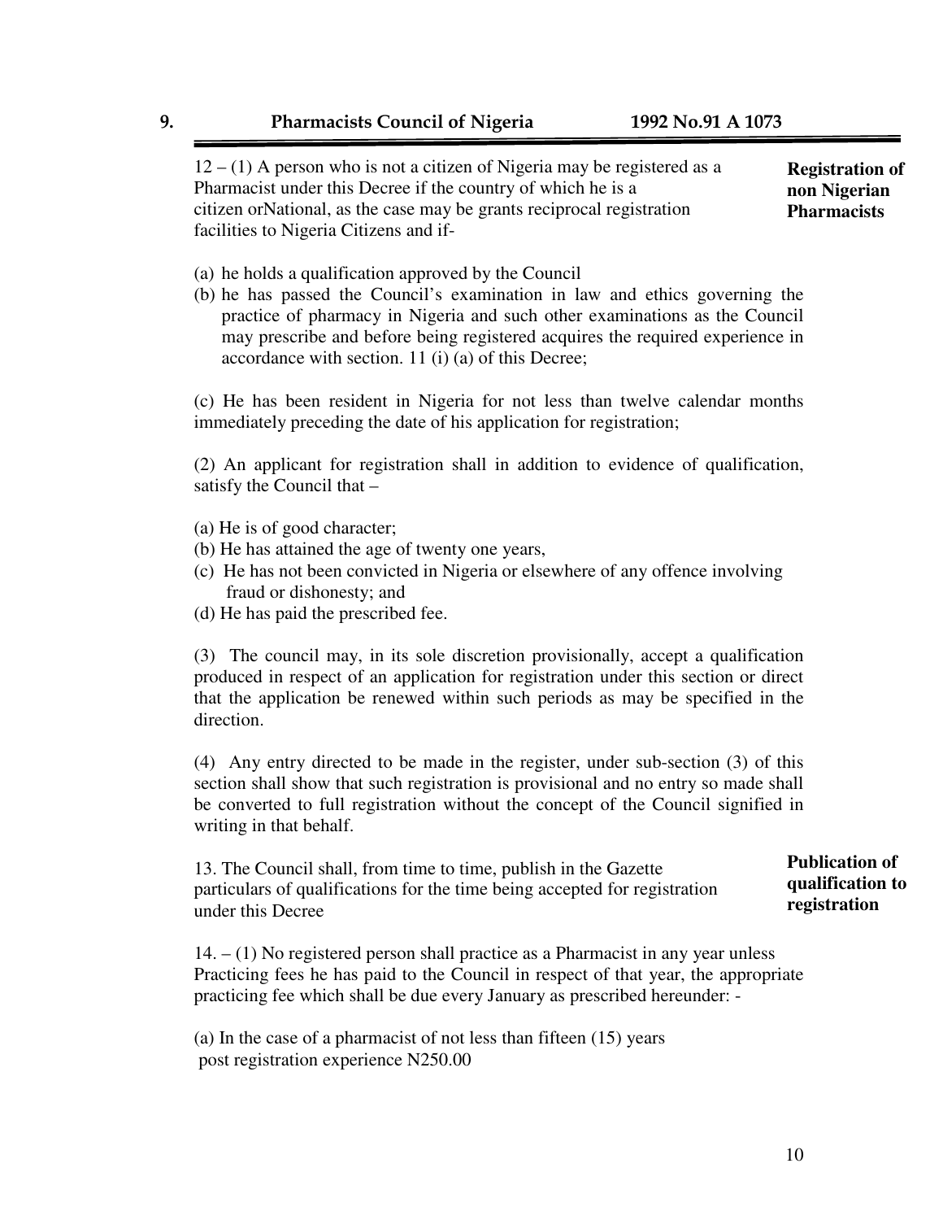12 – (1) A person who is not a citizen of Nigeria may be registered as a Pharmacist under this Decree if the country of which he is a citizen orNational, as the case may be grants reciprocal registration facilities to Nigeria Citizens and if-

**Registration of non Nigerian Pharmacists**

(a) he holds a qualification approved by the Council
(b) he has passed the Council's examination in law and ethics governing the practice of pharmacy in Nigeria and such other examinations as the Council may prescribe and before being registered acquires the required experience in accordance with section. 11 (i) (a) of this Decree;

(c) He has been resident in Nigeria for not less than twelve calendar months immediately preceding the date of his application for registration;

(2) An applicant for registration shall in addition to evidence of qualification, satisfy the Council that –

(a) He is of good character;
(b) He has attained the age of twenty one years,
(c) He has not been convicted in Nigeria or elsewhere of any offence involving fraud or dishonesty; and
(d) He has paid the prescribed fee.

(3) The council may, in its sole discretion provisionally, accept a qualification produced in respect of an application for registration under this section or direct that the application be renewed within such periods as may be specified in the direction.

(4) Any entry directed to be made in the register, under sub-section (3) of this section shall show that such registration is provisional and no entry so made shall be converted to full registration without the concept of the Council signified in writing in that behalf.

13. The Council shall, from time to time, publish in the Gazette particulars of qualifications for the time being accepted for registration under this Decree

**Publication of qualification to registration**

14. – (1) No registered person shall practice as a Pharmacist in any year unless Practicing fees he has paid to the Council in respect of that year, the appropriate practicing fee which shall be due every January as prescribed hereunder: -

(a) In the case of a pharmacist of not less than fifteen (15) years post registration experience N250.00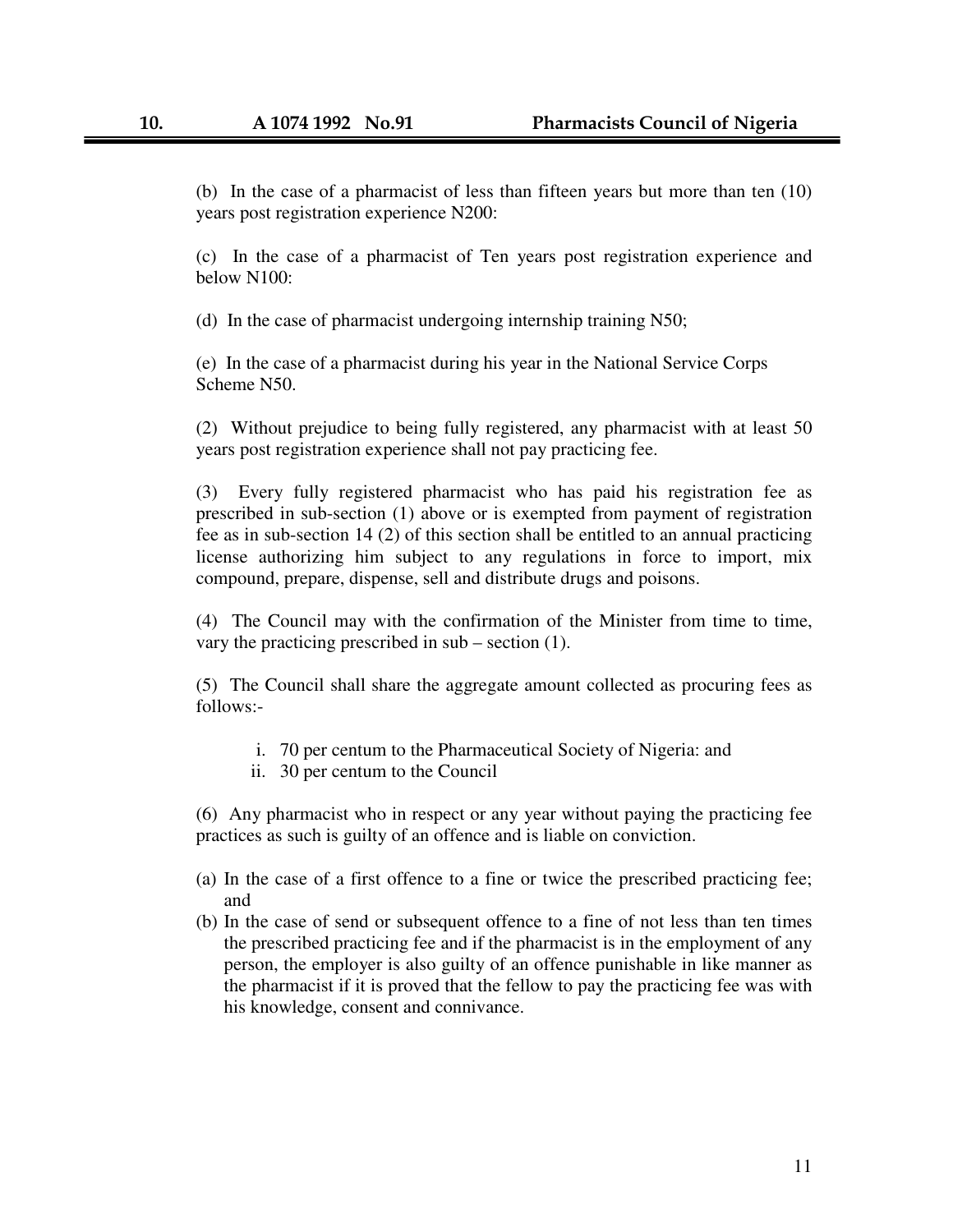(b) In the case of a pharmacist of less than fifteen years but more than ten (10) years post registration experience N200:

(c) In the case of a pharmacist of Ten years post registration experience and below N100:

(d) In the case of pharmacist undergoing internship training N50;

(e) In the case of a pharmacist during his year in the National Service Corps Scheme N50.

(2) Without prejudice to being fully registered, any pharmacist with at least 50 years post registration experience shall not pay practicing fee.

(3) Every fully registered pharmacist who has paid his registration fee as prescribed in sub-section (1) above or is exempted from payment of registration fee as in sub-section 14 (2) of this section shall be entitled to an annual practicing license authorizing him subject to any regulations in force to import, mix compound, prepare, dispense, sell and distribute drugs and poisons.

(4) The Council may with the confirmation of the Minister from time to time, vary the practicing prescribed in sub – section (1).

(5) The Council shall share the aggregate amount collected as procuring fees as follows:-

i. 70 per centum to the Pharmaceutical Society of Nigeria: and
ii. 30 per centum to the Council

(6) Any pharmacist who in respect or any year without paying the practicing fee practices as such is guilty of an offence and is liable on conviction.

(a) In the case of a first offence to a fine or twice the prescribed practicing fee; and
(b) In the case of send or subsequent offence to a fine of not less than ten times the prescribed practicing fee and if the pharmacist is in the employment of any person, the employer is also guilty of an offence punishable in like manner as the pharmacist if it is proved that the fellow to pay the practicing fee was with his knowledge, consent and connivance.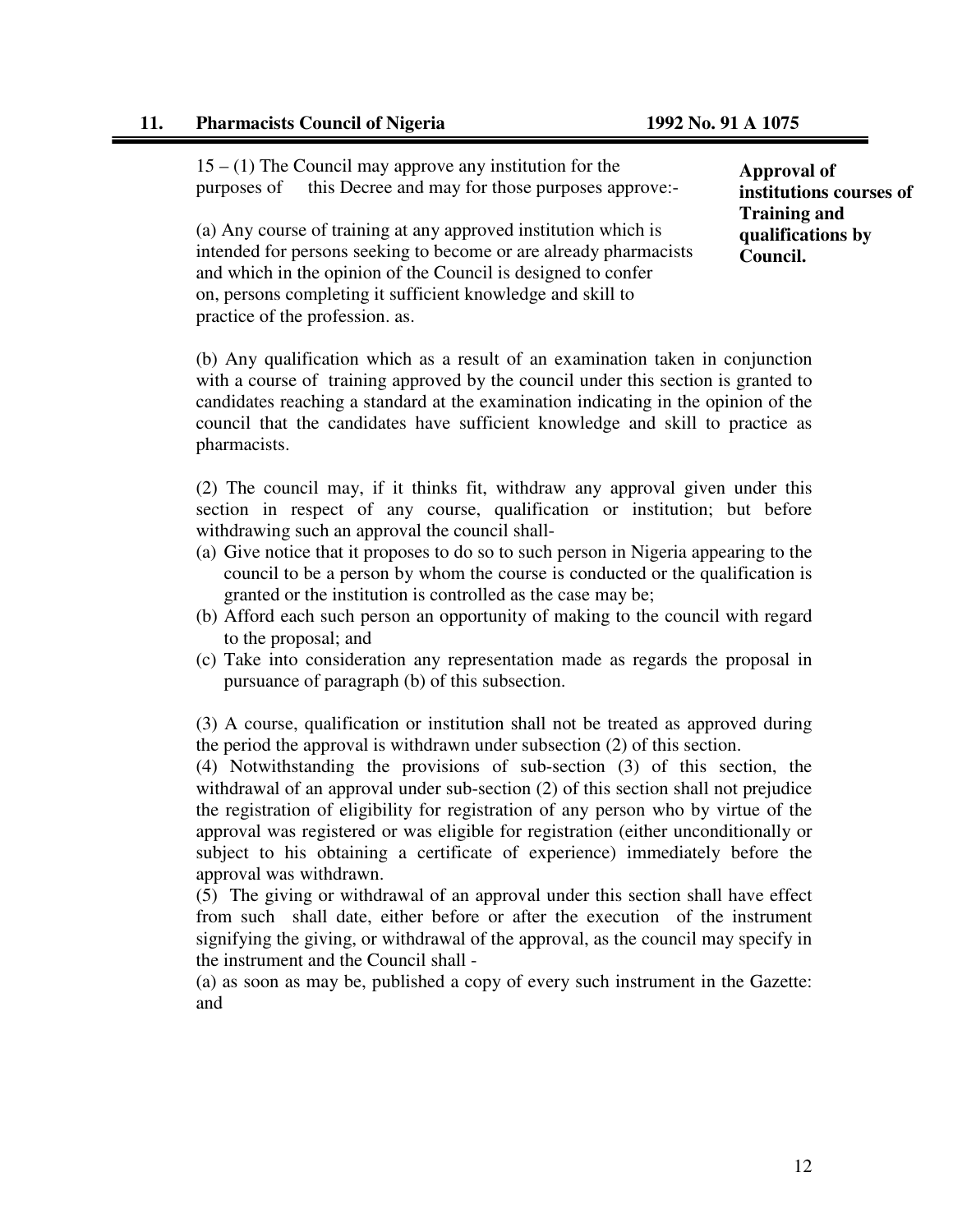**Approval of institutions courses of Training and qualifications by Council.**

15 – (1) The Council may approve any institution for the purposes of this Decree and may for those purposes approve:-

(a) Any course of training at any approved institution which is intended for persons seeking to become or are already pharmacists and which in the opinion of the Council is designed to confer on, persons completing it sufficient knowledge and skill to practice of the profession. as.

(b) Any qualification which as a result of an examination taken in conjunction with a course of training approved by the council under this section is granted to candidates reaching a standard at the examination indicating in the opinion of the council that the candidates have sufficient knowledge and skill to practice as pharmacists.

(2) The council may, if it thinks fit, withdraw any approval given under this section in respect of any course, qualification or institution; but before withdrawing such an approval the council shall-

(a) Give notice that it proposes to do so to such person in Nigeria appearing to the council to be a person by whom the course is conducted or the qualification is granted or the institution is controlled as the case may be;
(b) Afford each such person an opportunity of making to the council with regard to the proposal; and
(c) Take into consideration any representation made as regards the proposal in pursuance of paragraph (b) of this subsection.

(3) A course, qualification or institution shall not be treated as approved during the period the approval is withdrawn under subsection (2) of this section.

(4) Notwithstanding the provisions of sub-section (3) of this section, the withdrawal of an approval under sub-section (2) of this section shall not prejudice the registration of eligibility for registration of any person who by virtue of the approval was registered or was eligible for registration (either unconditionally or subject to his obtaining a certificate of experience) immediately before the approval was withdrawn.

(5) The giving or withdrawal of an approval under this section shall have effect from such shall date, either before or after the execution of the instrument signifying the giving, or withdrawal of the approval, as the council may specify in the instrument and the Council shall -

(a) as soon as may be, published a copy of every such instrument in the Gazette: and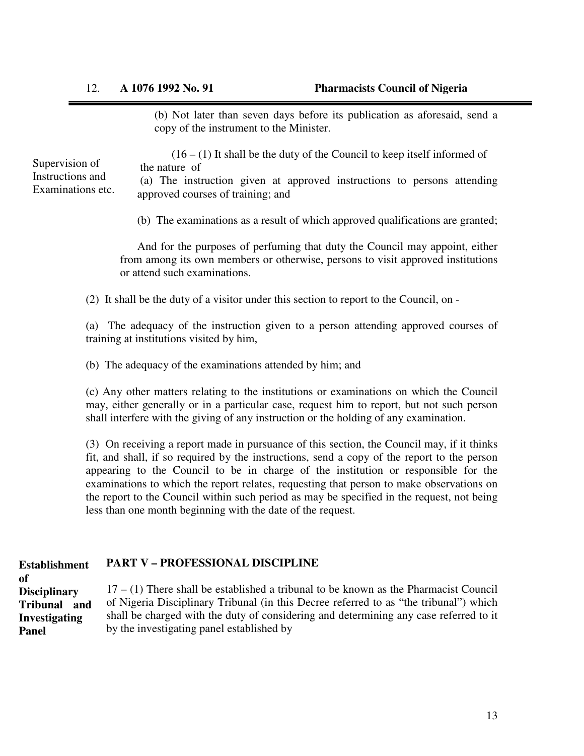(b) Not later than seven days before its publication as aforesaid, send a copy of the instrument to the Minister.

Supervision of Instructions and Examinations etc.

(16 – (1) It shall be the duty of the Council to keep itself informed of the nature of

(a) The instruction given at approved instructions to persons attending approved courses of training; and

(b) The examinations as a result of which approved qualifications are granted;

And for the purposes of perfuming that duty the Council may appoint, either from among its own members or otherwise, persons to visit approved institutions or attend such examinations.

(2) It shall be the duty of a visitor under this section to report to the Council, on -

(a) The adequacy of the instruction given to a person attending approved courses of training at institutions visited by him,

(b) The adequacy of the examinations attended by him; and

(c) Any other matters relating to the institutions or examinations on which the Council may, either generally or in a particular case, request him to report, but not such person shall interfere with the giving of any instruction or the holding of any examination.

(3) On receiving a report made in pursuance of this section, the Council may, if it thinks fit, and shall, if so required by the instructions, send a copy of the report to the person appearing to the Council to be in charge of the institution or responsible for the examinations to which the report relates, requesting that person to make observations on the report to the Council within such period as may be specified in the request, not being less than one month beginning with the date of the request.

## PART V – PROFESSIONAL DISCIPLINE

**Establishment of Disciplinary Tribunal and Investigating Panel**

17 – (1) There shall be established a tribunal to be known as the Pharmacist Council of Nigeria Disciplinary Tribunal (in this Decree referred to as "the tribunal") which shall be charged with the duty of considering and determining any case referred to it by the investigating panel established by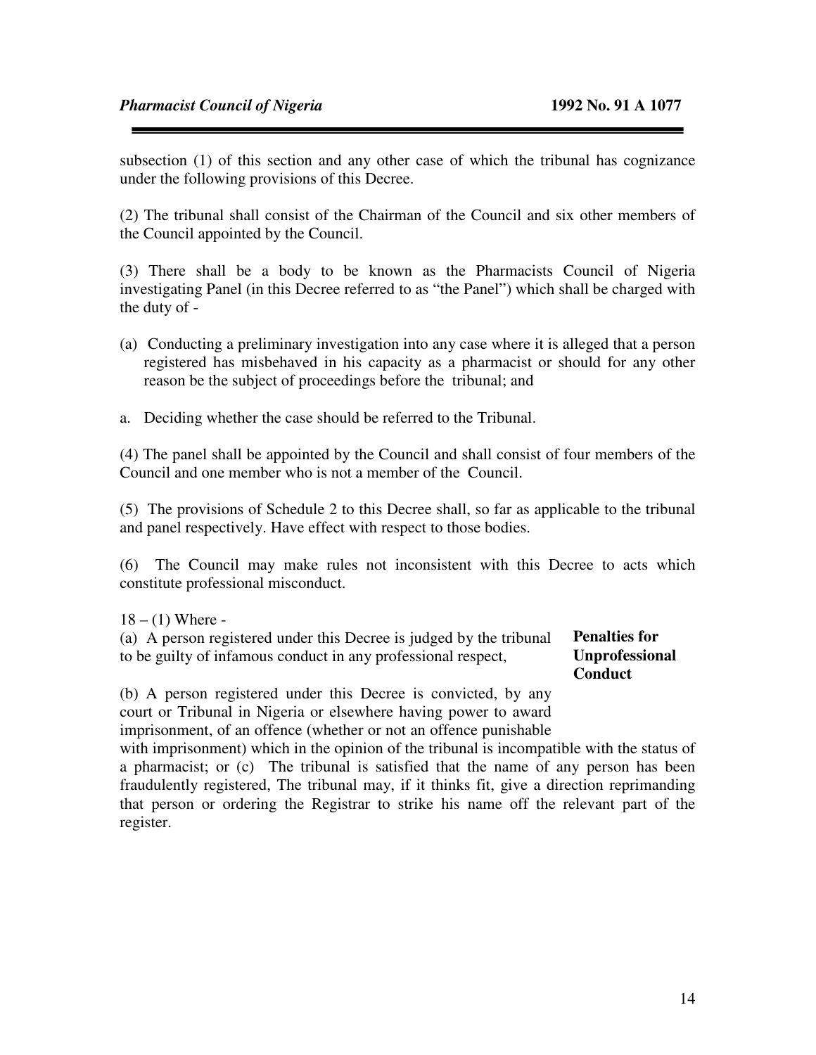subsection (1) of this section and any other case of which the tribunal has cognizance under the following provisions of this Decree.

(2) The tribunal shall consist of the Chairman of the Council and six other members of the Council appointed by the Council.

(3) There shall be a body to be known as the Pharmacists Council of Nigeria investigating Panel (in this Decree referred to as "the Panel") which shall be charged with the duty of -

(a) Conducting a preliminary investigation into any case where it is alleged that a person registered has misbehaved in his capacity as a pharmacist or should for any other reason be the subject of proceedings before the tribunal; and

a. Deciding whether the case should be referred to the Tribunal.

(4) The panel shall be appointed by the Council and shall consist of four members of the Council and one member who is not a member of the Council.

(5) The provisions of Schedule 2 to this Decree shall, so far as applicable to the tribunal and panel respectively. Have effect with respect to those bodies.

(6) The Council may make rules not inconsistent with this Decree to acts which constitute professional misconduct.

**Penalties for Unprofessional Conduct**

18 – (1) Where -

(a) A person registered under this Decree is judged by the tribunal to be guilty of infamous conduct in any professional respect,

(b) A person registered under this Decree is convicted, by any court or Tribunal in Nigeria or elsewhere having power to award imprisonment, of an offence (whether or not an offence punishable with imprisonment) which in the opinion of the tribunal is incompatible with the status of a pharmacist; or (c) The tribunal is satisfied that the name of any person has been fraudulently registered, The tribunal may, if it thinks fit, give a direction reprimanding that person or ordering the Registrar to strike his name off the relevant part of the register.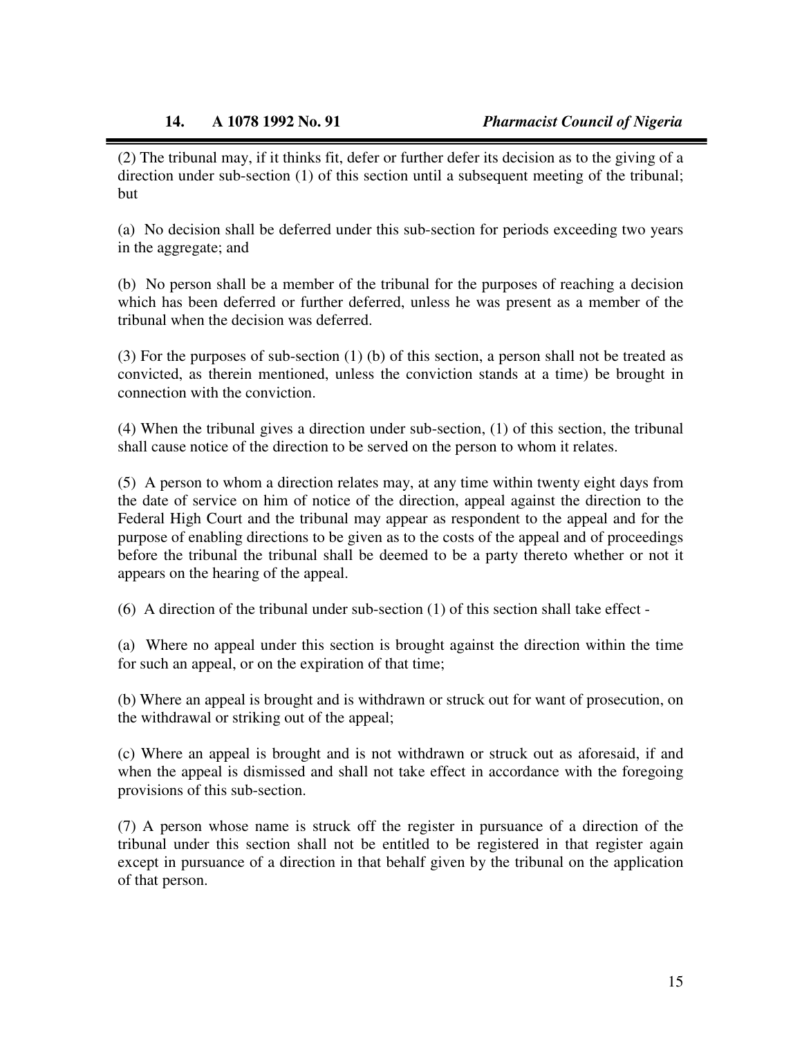(2) The tribunal may, if it thinks fit, defer or further defer its decision as to the giving of a direction under sub-section (1) of this section until a subsequent meeting of the tribunal; but

(a) No decision shall be deferred under this sub-section for periods exceeding two years in the aggregate; and

(b) No person shall be a member of the tribunal for the purposes of reaching a decision which has been deferred or further deferred, unless he was present as a member of the tribunal when the decision was deferred.

(3) For the purposes of sub-section (1) (b) of this section, a person shall not be treated as convicted, as therein mentioned, unless the conviction stands at a time) be brought in connection with the conviction.

(4) When the tribunal gives a direction under sub-section, (1) of this section, the tribunal shall cause notice of the direction to be served on the person to whom it relates.

(5) A person to whom a direction relates may, at any time within twenty eight days from the date of service on him of notice of the direction, appeal against the direction to the Federal High Court and the tribunal may appear as respondent to the appeal and for the purpose of enabling directions to be given as to the costs of the appeal and of proceedings before the tribunal the tribunal shall be deemed to be a party thereto whether or not it appears on the hearing of the appeal.

(6) A direction of the tribunal under sub-section (1) of this section shall take effect -

(a) Where no appeal under this section is brought against the direction within the time for such an appeal, or on the expiration of that time;

(b) Where an appeal is brought and is withdrawn or struck out for want of prosecution, on the withdrawal or striking out of the appeal;

(c) Where an appeal is brought and is not withdrawn or struck out as aforesaid, if and when the appeal is dismissed and shall not take effect in accordance with the foregoing provisions of this sub-section.

(7) A person whose name is struck off the register in pursuance of a direction of the tribunal under this section shall not be entitled to be registered in that register again except in pursuance of a direction in that behalf given by the tribunal on the application of that person.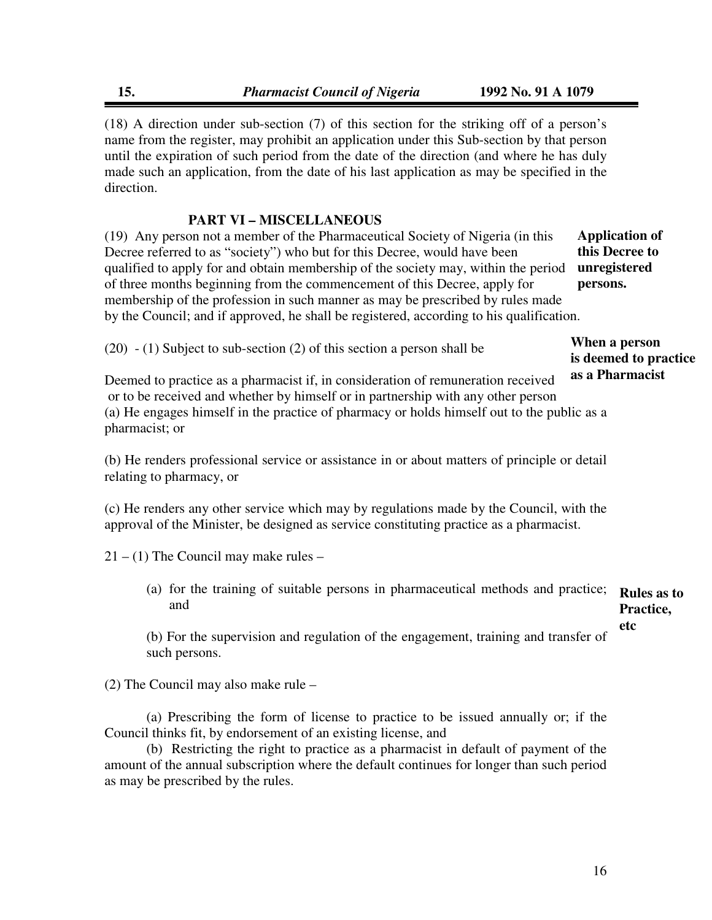(18) A direction under sub-section (7) of this section for the striking off of a person's name from the register, may prohibit an application under this Sub-section by that person until the expiration of such period from the date of the direction (and where he has duly made such an application, from the date of his last application as may be specified in the direction.

## PART VI – MISCELLANEOUS

**Application of this Decree to unregistered persons.**

(19) Any person not a member of the Pharmaceutical Society of Nigeria (in this Decree referred to as "society") who but for this Decree, would have been qualified to apply for and obtain membership of the society may, within the period of three months beginning from the commencement of this Decree, apply for membership of the profession in such manner as may be prescribed by rules made by the Council; and if approved, he shall be registered, according to his qualification.

**When a person is deemed to practice as a Pharmacist**

(20) - (1) Subject to sub-section (2) of this section a person shall be

Deemed to practice as a pharmacist if, in consideration of remuneration received or to be received and whether by himself or in partnership with any other person

(a) He engages himself in the practice of pharmacy or holds himself out to the public as a pharmacist; or

(b) He renders professional service or assistance in or about matters of principle or detail relating to pharmacy, or

(c) He renders any other service which may by regulations made by the Council, with the approval of the Minister, be designed as service constituting practice as a pharmacist.

**Rules as to Practice, etc**

21 – (1) The Council may make rules –

(a) for the training of suitable persons in pharmaceutical methods and practice; and

(b) For the supervision and regulation of the engagement, training and transfer of such persons.

(2) The Council may also make rule –

(a) Prescribing the form of license to practice to be issued annually or; if the Council thinks fit, by endorsement of an existing license, and

(b) Restricting the right to practice as a pharmacist in default of payment of the amount of the annual subscription where the default continues for longer than such period as may be prescribed by the rules.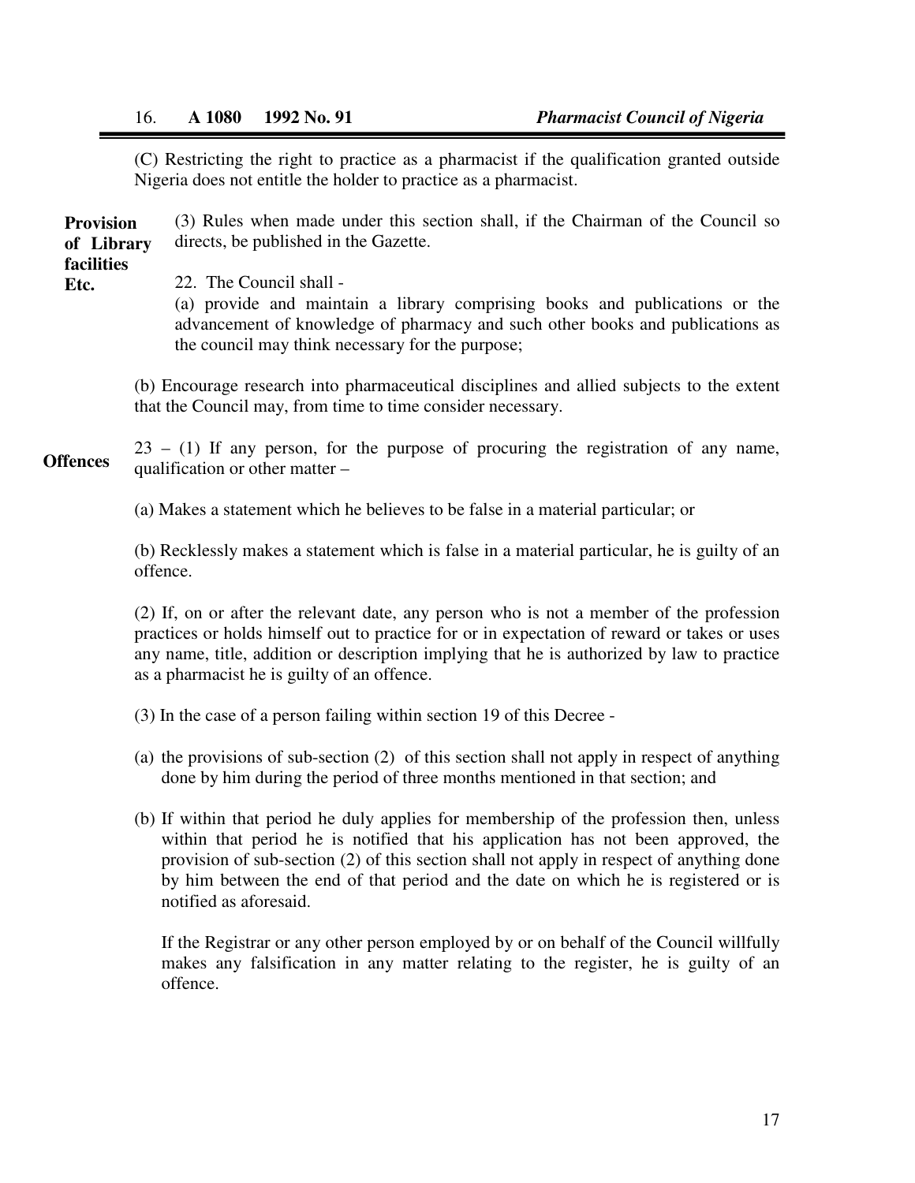(C) Restricting the right to practice as a pharmacist if the qualification granted outside Nigeria does not entitle the holder to practice as a pharmacist.

(3) Rules when made under this section shall, if the Chairman of the Council so directs, be published in the Gazette.

**Provision of Library facilities Etc.**

22. The Council shall -

(a) provide and maintain a library comprising books and publications or the advancement of knowledge of pharmacy and such other books and publications as the council may think necessary for the purpose;

(b) Encourage research into pharmaceutical disciplines and allied subjects to the extent that the Council may, from time to time consider necessary.

**Offences**

23 – (1) If any person, for the purpose of procuring the registration of any name, qualification or other matter –

(a) Makes a statement which he believes to be false in a material particular; or

(b) Recklessly makes a statement which is false in a material particular, he is guilty of an offence.

(2) If, on or after the relevant date, any person who is not a member of the profession practices or holds himself out to practice for or in expectation of reward or takes or uses any name, title, addition or description implying that he is authorized by law to practice as a pharmacist he is guilty of an offence.

(3) In the case of a person failing within section 19 of this Decree -

(a) the provisions of sub-section (2) of this section shall not apply in respect of anything done by him during the period of three months mentioned in that section; and

(b) If within that period he duly applies for membership of the profession then, unless within that period he is notified that his application has not been approved, the provision of sub-section (2) of this section shall not apply in respect of anything done by him between the end of that period and the date on which he is registered or is notified as aforesaid.

If the Registrar or any other person employed by or on behalf of the Council willfully makes any falsification in any matter relating to the register, he is guilty of an offence.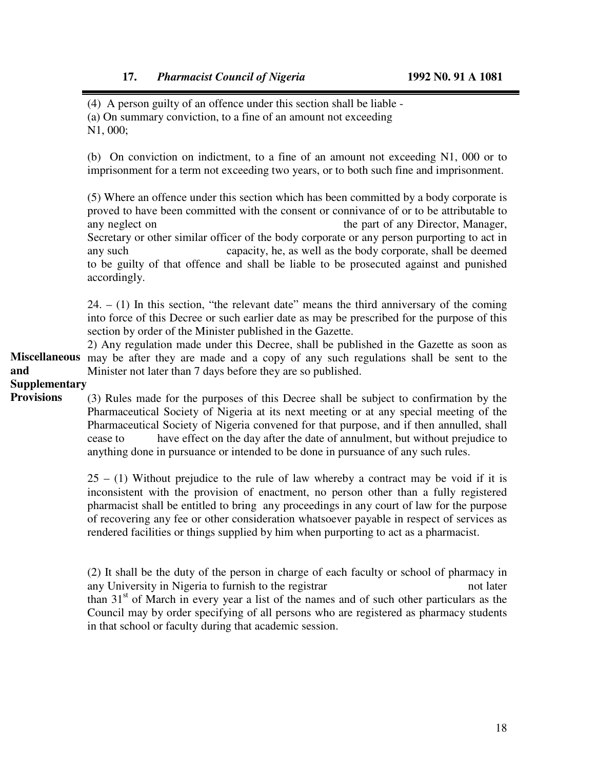(4) A person guilty of an offence under this section shall be liable -
(a) On summary conviction, to a fine of an amount not exceeding N1, 000;

(b) On conviction on indictment, to a fine of an amount not exceeding N1, 000 or to imprisonment for a term not exceeding two years, or to both such fine and imprisonment.

(5) Where an offence under this section which has been committed by a body corporate is proved to have been committed with the consent or connivance of or to be attributable to any neglect on the part of any Director, Manager, Secretary or other similar officer of the body corporate or any person purporting to act in any such capacity, he, as well as the body corporate, shall be deemed to be guilty of that offence and shall be liable to be prosecuted against and punished accordingly.

**Miscellaneous and Supplementary Provisions**

24. – (1) In this section, "the relevant date" means the third anniversary of the coming into force of this Decree or such earlier date as may be prescribed for the purpose of this section by order of the Minister published in the Gazette.

2) Any regulation made under this Decree, shall be published in the Gazette as soon as may be after they are made and a copy of any such regulations shall be sent to the Minister not later than 7 days before they are so published.

(3) Rules made for the purposes of this Decree shall be subject to confirmation by the Pharmaceutical Society of Nigeria at its next meeting or at any special meeting of the Pharmaceutical Society of Nigeria convened for that purpose, and if then annulled, shall cease to have effect on the day after the date of annulment, but without prejudice to anything done in pursuance or intended to be done in pursuance of any such rules.

25 – (1) Without prejudice to the rule of law whereby a contract may be void if it is inconsistent with the provision of enactment, no person other than a fully registered pharmacist shall be entitled to bring any proceedings in any court of law for the purpose of recovering any fee or other consideration whatsoever payable in respect of services as rendered facilities or things supplied by him when purporting to act as a pharmacist.

(2) It shall be the duty of the person in charge of each faculty or school of pharmacy in any University in Nigeria to furnish to the registrar not later than 31st of March in every year a list of the names and of such other particulars as the Council may by order specifying of all persons who are registered as pharmacy students in that school or faculty during that academic session.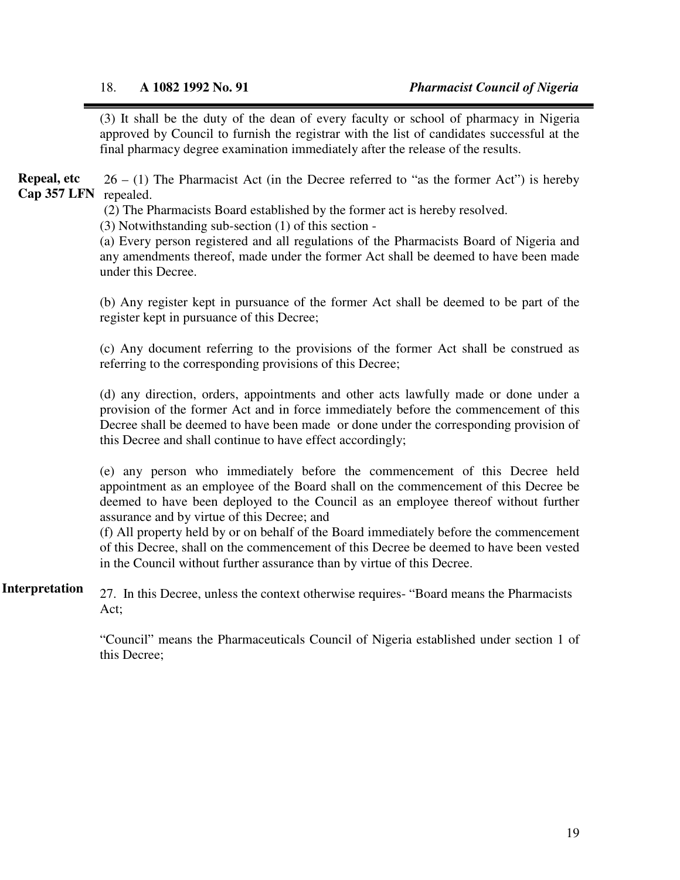(3) It shall be the duty of the dean of every faculty or school of pharmacy in Nigeria approved by Council to furnish the registrar with the list of candidates successful at the final pharmacy degree examination immediately after the release of the results.

**Repeal, etc Cap 357 LFN**

26 – (1) The Pharmacist Act (in the Decree referred to "as the former Act") is hereby repealed.

(2) The Pharmacists Board established by the former act is hereby resolved.

(3) Notwithstanding sub-section (1) of this section -

(a) Every person registered and all regulations of the Pharmacists Board of Nigeria and any amendments thereof, made under the former Act shall be deemed to have been made under this Decree.

(b) Any register kept in pursuance of the former Act shall be deemed to be part of the register kept in pursuance of this Decree;

(c) Any document referring to the provisions of the former Act shall be construed as referring to the corresponding provisions of this Decree;

(d) any direction, orders, appointments and other acts lawfully made or done under a provision of the former Act and in force immediately before the commencement of this Decree shall be deemed to have been made or done under the corresponding provision of this Decree and shall continue to have effect accordingly;

(e) any person who immediately before the commencement of this Decree held appointment as an employee of the Board shall on the commencement of this Decree be deemed to have been deployed to the Council as an employee thereof without further assurance and by virtue of this Decree; and

(f) All property held by or on behalf of the Board immediately before the commencement of this Decree, shall on the commencement of this Decree be deemed to have been vested in the Council without further assurance than by virtue of this Decree.

**Interpretation**

27. In this Decree, unless the context otherwise requires- "Board means the Pharmacists Act;

"Council" means the Pharmaceuticals Council of Nigeria established under section 1 of this Decree;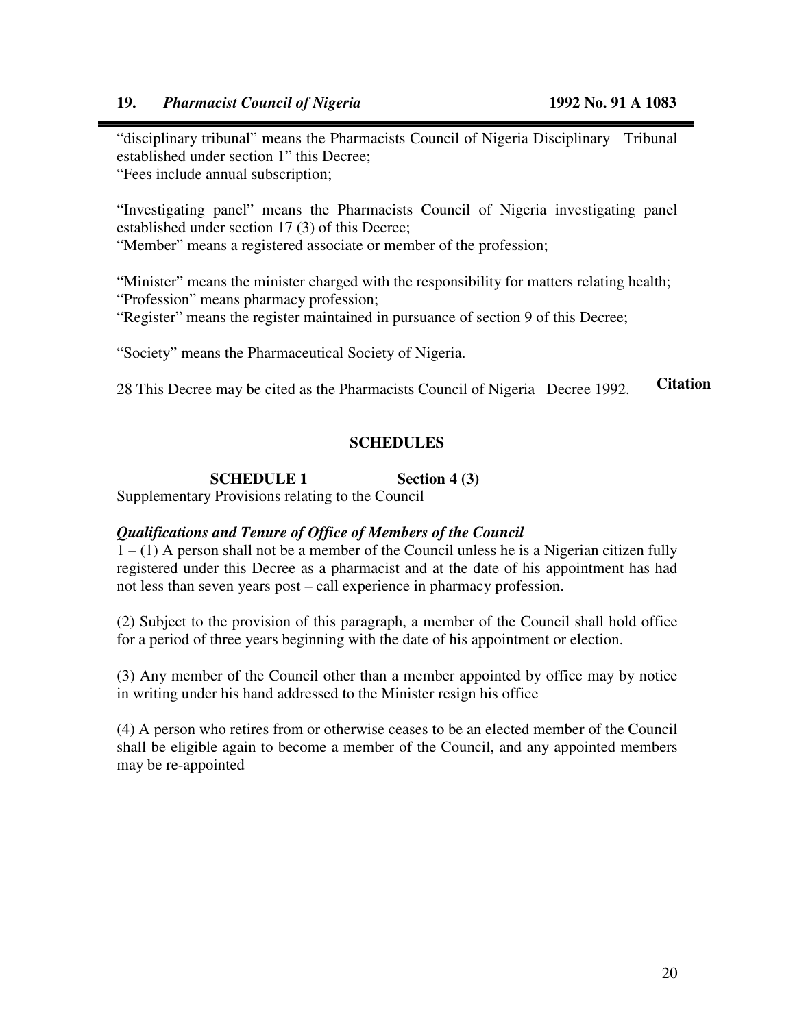“disciplinary tribunal” means the Pharmacists Council of Nigeria Disciplinary Tribunal established under section 1” this Decree;
“Fees include annual subscription;

“Investigating panel” means the Pharmacists Council of Nigeria investigating panel established under section 17 (3) of this Decree;
“Member” means a registered associate or member of the profession;

“Minister” means the minister charged with the responsibility for matters relating health;
“Profession” means pharmacy profession;
“Register” means the register maintained in pursuance of section 9 of this Decree;

“Society” means the Pharmaceutical Society of Nigeria.

**Citation**

28 This Decree may be cited as the Pharmacists Council of Nigeria Decree 1992.

## SCHEDULES

### SCHEDULE 1 Section 4 (3)

Supplementary Provisions relating to the Council

***Qualifications and Tenure of Office of Members of the Council***

1 – (1) A person shall not be a member of the Council unless he is a Nigerian citizen fully registered under this Decree as a pharmacist and at the date of his appointment has had not less than seven years post – call experience in pharmacy profession.

(2) Subject to the provision of this paragraph, a member of the Council shall hold office for a period of three years beginning with the date of his appointment or election.

(3) Any member of the Council other than a member appointed by office may by notice in writing under his hand addressed to the Minister resign his office

(4) A person who retires from or otherwise ceases to be an elected member of the Council shall be eligible again to become a member of the Council, and any appointed members may be re-appointed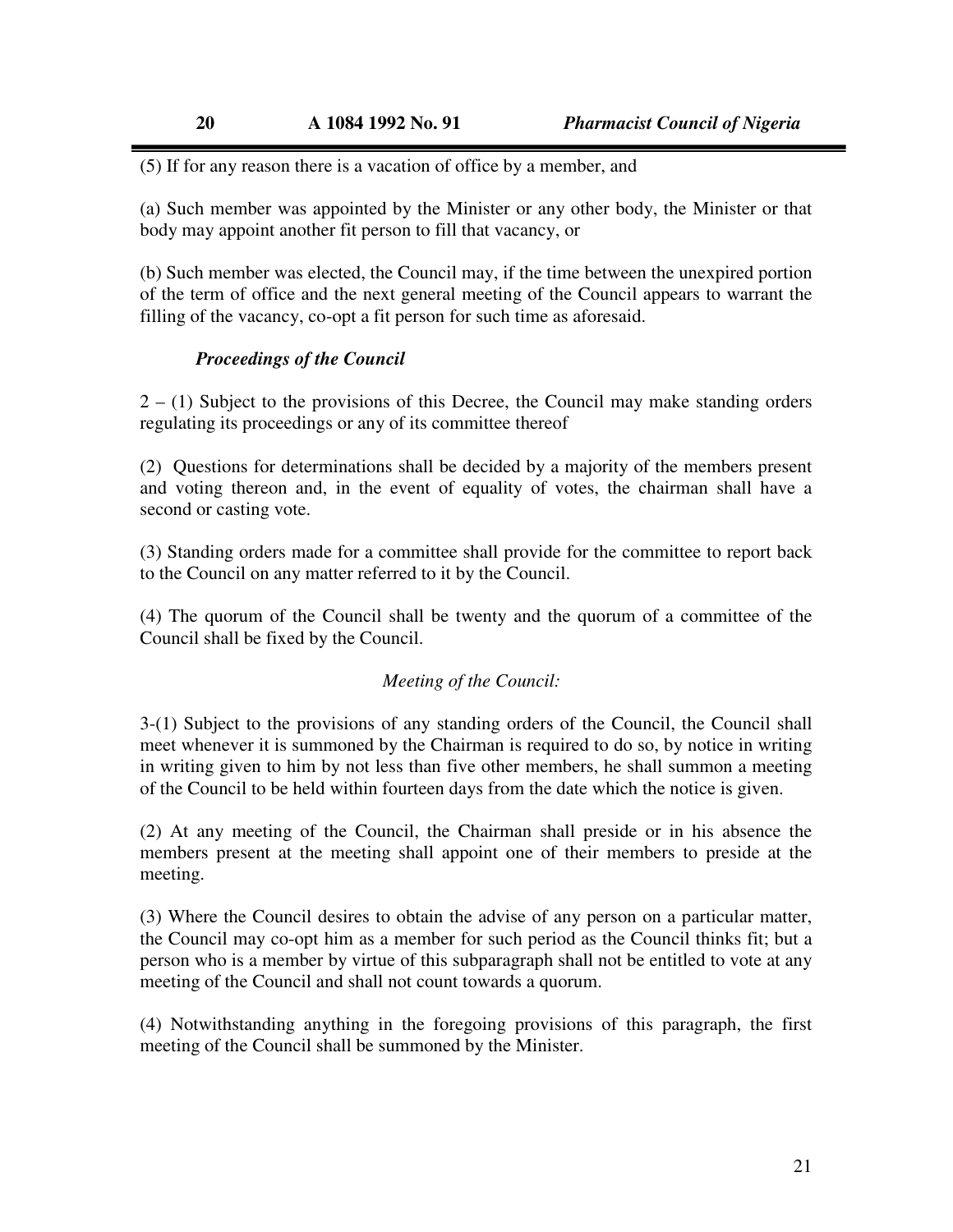(5) If for any reason there is a vacation of office by a member, and

(a) Such member was appointed by the Minister or any other body, the Minister or that body may appoint another fit person to fill that vacancy, or

(b) Such member was elected, the Council may, if the time between the unexpired portion of the term of office and the next general meeting of the Council appears to warrant the filling of the vacancy, co-opt a fit person for such time as aforesaid.

***Proceedings of the Council***

2 – (1) Subject to the provisions of this Decree, the Council may make standing orders regulating its proceedings or any of its committee thereof

(2) Questions for determinations shall be decided by a majority of the members present and voting thereon and, in the event of equality of votes, the chairman shall have a second or casting vote.

(3) Standing orders made for a committee shall provide for the committee to report back to the Council on any matter referred to it by the Council.

(4) The quorum of the Council shall be twenty and the quorum of a committee of the Council shall be fixed by the Council.

*Meeting of the Council:*

3-(1) Subject to the provisions of any standing orders of the Council, the Council shall meet whenever it is summoned by the Chairman is required to do so, by notice in writing in writing given to him by not less than five other members, he shall summon a meeting of the Council to be held within fourteen days from the date which the notice is given.

(2) At any meeting of the Council, the Chairman shall preside or in his absence the members present at the meeting shall appoint one of their members to preside at the meeting.

(3) Where the Council desires to obtain the advise of any person on a particular matter, the Council may co-opt him as a member for such period as the Council thinks fit; but a person who is a member by virtue of this subparagraph shall not be entitled to vote at any meeting of the Council and shall not count towards a quorum.

(4) Notwithstanding anything in the foregoing provisions of this paragraph, the first meeting of the Council shall be summoned by the Minister.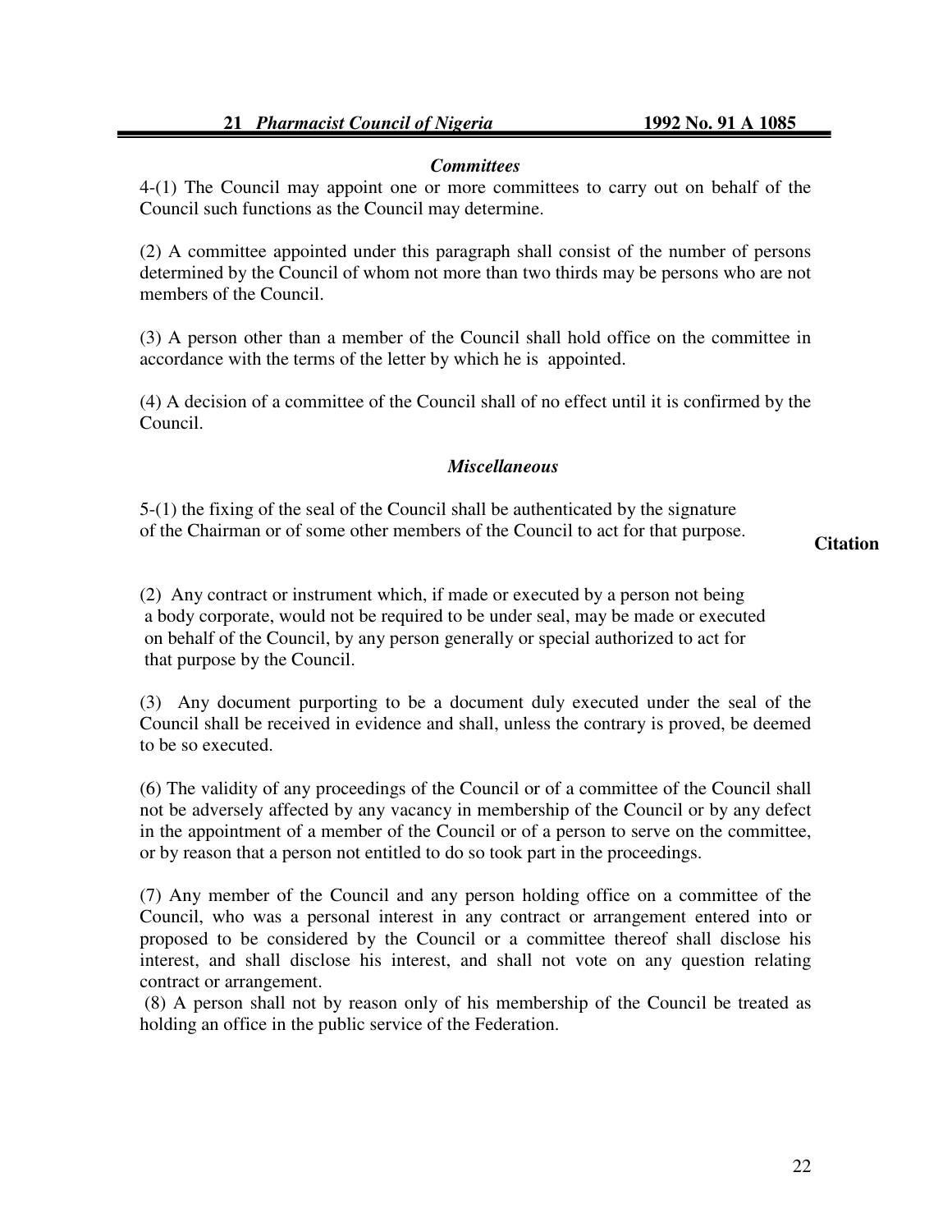### *Committees*

4-(1) The Council may appoint one or more committees to carry out on behalf of the Council such functions as the Council may determine.

(2) A committee appointed under this paragraph shall consist of the number of persons determined by the Council of whom not more than two thirds may be persons who are not members of the Council.

(3) A person other than a member of the Council shall hold office on the committee in accordance with the terms of the letter by which he is appointed.

(4) A decision of a committee of the Council shall of no effect until it is confirmed by the Council.

### *Miscellaneous*

5-(1) the fixing of the seal of the Council shall be authenticated by the signature of the Chairman or of some other members of the Council to act for that purpose.

**Citation**

(2) Any contract or instrument which, if made or executed by a person not being a body corporate, would not be required to be under seal, may be made or executed on behalf of the Council, by any person generally or special authorized to act for that purpose by the Council.

(3) Any document purporting to be a document duly executed under the seal of the Council shall be received in evidence and shall, unless the contrary is proved, be deemed to be so executed.

(6) The validity of any proceedings of the Council or of a committee of the Council shall not be adversely affected by any vacancy in membership of the Council or by any defect in the appointment of a member of the Council or of a person to serve on the committee, or by reason that a person not entitled to do so took part in the proceedings.

(7) Any member of the Council and any person holding office on a committee of the Council, who was a personal interest in any contract or arrangement entered into or proposed to be considered by the Council or a committee thereof shall disclose his interest, and shall disclose his interest, and shall not vote on any question relating contract or arrangement.

(8) A person shall not by reason only of his membership of the Council be treated as holding an office in the public service of the Federation.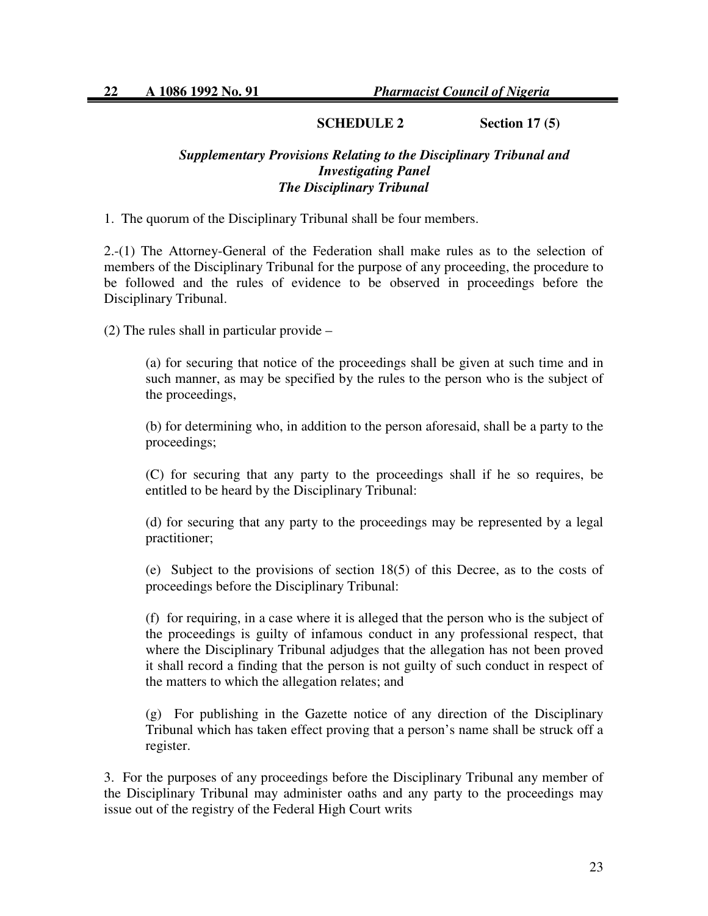**SCHEDULE 2 Section 17 (5)**

***Supplementary Provisions Relating to the Disciplinary Tribunal and Investigating Panel***

***The Disciplinary Tribunal***

1. The quorum of the Disciplinary Tribunal shall be four members.

2.-(1) The Attorney-General of the Federation shall make rules as to the selection of members of the Disciplinary Tribunal for the purpose of any proceeding, the procedure to be followed and the rules of evidence to be observed in proceedings before the Disciplinary Tribunal.

(2) The rules shall in particular provide –

(a) for securing that notice of the proceedings shall be given at such time and in such manner, as may be specified by the rules to the person who is the subject of the proceedings,

(b) for determining who, in addition to the person aforesaid, shall be a party to the proceedings;

(C) for securing that any party to the proceedings shall if he so requires, be entitled to be heard by the Disciplinary Tribunal:

(d) for securing that any party to the proceedings may be represented by a legal practitioner;

(e) Subject to the provisions of section 18(5) of this Decree, as to the costs of proceedings before the Disciplinary Tribunal:

(f) for requiring, in a case where it is alleged that the person who is the subject of the proceedings is guilty of infamous conduct in any professional respect, that where the Disciplinary Tribunal adjudges that the allegation has not been proved it shall record a finding that the person is not guilty of such conduct in respect of the matters to which the allegation relates; and

(g) For publishing in the Gazette notice of any direction of the Disciplinary Tribunal which has taken effect proving that a person's name shall be struck off a register.

3. For the purposes of any proceedings before the Disciplinary Tribunal any member of the Disciplinary Tribunal may administer oaths and any party to the proceedings may issue out of the registry of the Federal High Court writs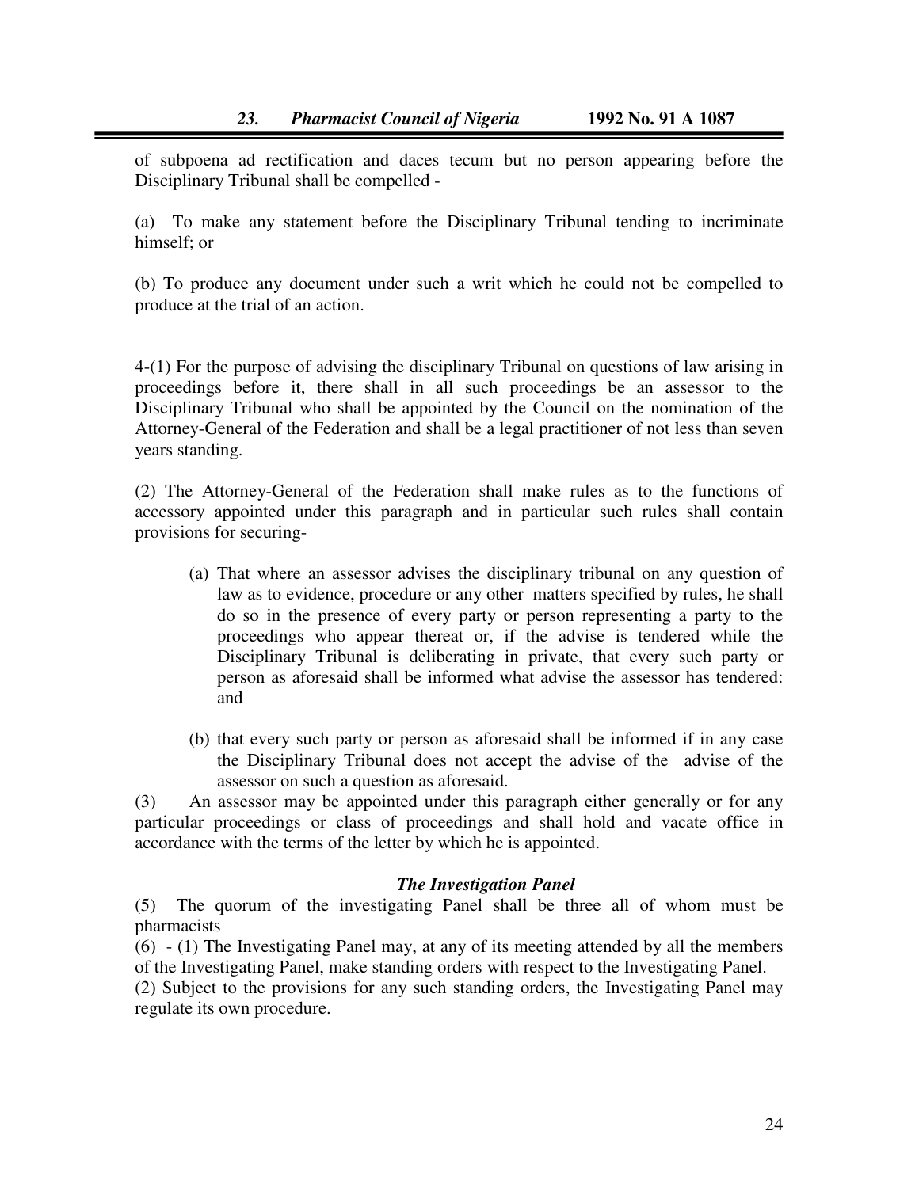of subpoena ad rectification and daces tecum but no person appearing before the Disciplinary Tribunal shall be compelled -

(a) To make any statement before the Disciplinary Tribunal tending to incriminate himself; or

(b) To produce any document under such a writ which he could not be compelled to produce at the trial of an action.

4-(1) For the purpose of advising the disciplinary Tribunal on questions of law arising in proceedings before it, there shall in all such proceedings be an assessor to the Disciplinary Tribunal who shall be appointed by the Council on the nomination of the Attorney-General of the Federation and shall be a legal practitioner of not less than seven years standing.

(2) The Attorney-General of the Federation shall make rules as to the functions of accessory appointed under this paragraph and in particular such rules shall contain provisions for securing-

(a) That where an assessor advises the disciplinary tribunal on any question of law as to evidence, procedure or any other matters specified by rules, he shall do so in the presence of every party or person representing a party to the proceedings who appear thereat or, if the advise is tendered while the Disciplinary Tribunal is deliberating in private, that every such party or person as aforesaid shall be informed what advise the assessor has tendered: and

(b) that every such party or person as aforesaid shall be informed if in any case the Disciplinary Tribunal does not accept the advise of the advise of the assessor on such a question as aforesaid.

(3) An assessor may be appointed under this paragraph either generally or for any particular proceedings or class of proceedings and shall hold and vacate office in accordance with the terms of the letter by which he is appointed.

### *The Investigation Panel*

(5) The quorum of the investigating Panel shall be three all of whom must be pharmacists

(6) - (1) The Investigating Panel may, at any of its meeting attended by all the members of the Investigating Panel, make standing orders with respect to the Investigating Panel.

(2) Subject to the provisions for any such standing orders, the Investigating Panel may regulate its own procedure.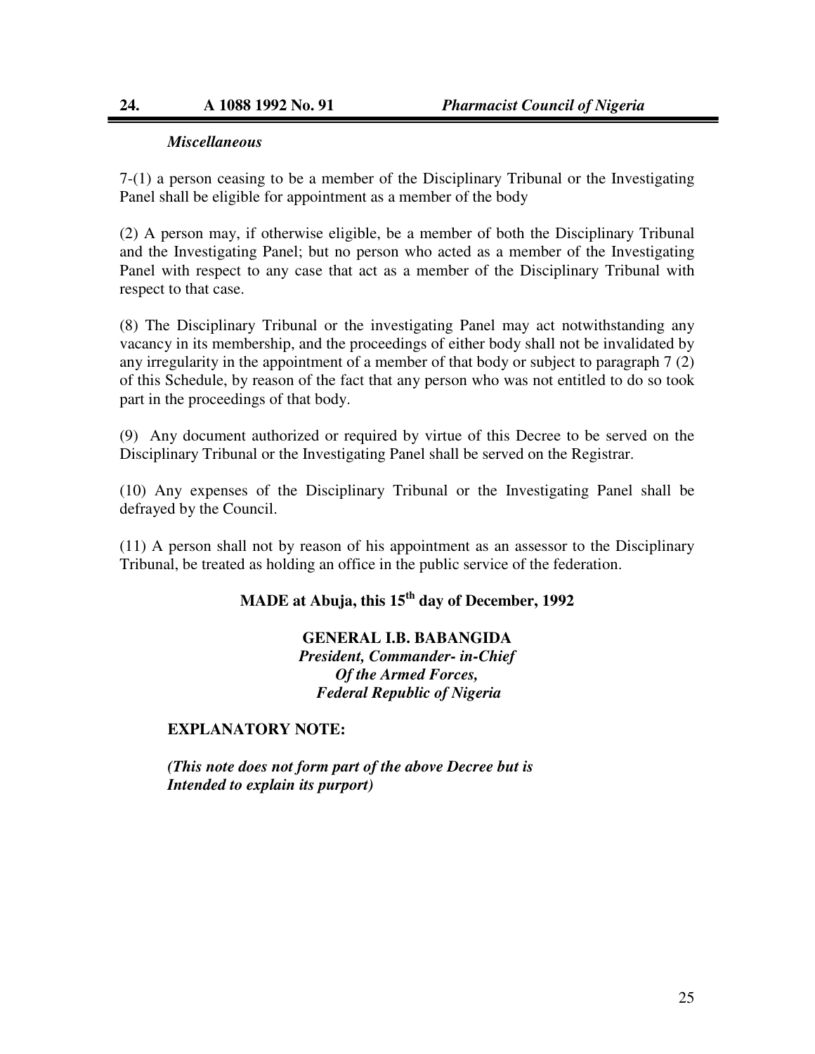*Miscellaneous*

7-(1) a person ceasing to be a member of the Disciplinary Tribunal or the Investigating Panel shall be eligible for appointment as a member of the body

(2) A person may, if otherwise eligible, be a member of both the Disciplinary Tribunal and the Investigating Panel; but no person who acted as a member of the Investigating Panel with respect to any case that act as a member of the Disciplinary Tribunal with respect to that case.

(8) The Disciplinary Tribunal or the investigating Panel may act notwithstanding any vacancy in its membership, and the proceedings of either body shall not be invalidated by any irregularity in the appointment of a member of that body or subject to paragraph 7 (2) of this Schedule, by reason of the fact that any person who was not entitled to do so took part in the proceedings of that body.

(9) Any document authorized or required by virtue of this Decree to be served on the Disciplinary Tribunal or the Investigating Panel shall be served on the Registrar.

(10) Any expenses of the Disciplinary Tribunal or the Investigating Panel shall be defrayed by the Council.

(11) A person shall not by reason of his appointment as an assessor to the Disciplinary Tribunal, be treated as holding an office in the public service of the federation.

**MADE at Abuja, this 15th day of December, 1992**

**GENERAL I.B. BABANGIDA**
***President, Commander- in-Chief***
***Of the Armed Forces,***
***Federal Republic of Nigeria***

**EXPLANATORY NOTE:**

***(This note does not form part of the above Decree but is Intended to explain its purport)***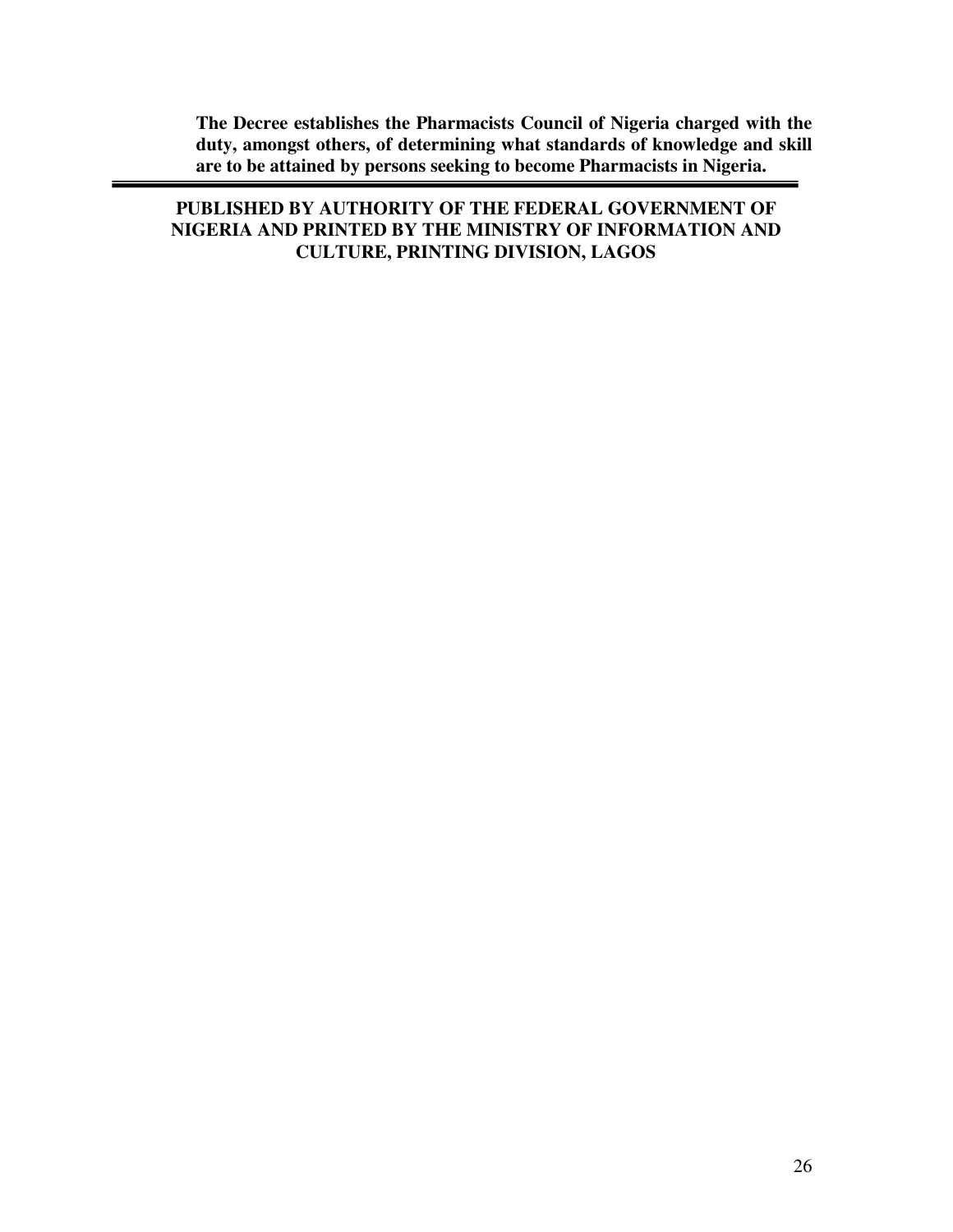**The Decree establishes the Pharmacists Council of Nigeria charged with the duty, amongst others, of determining what standards of knowledge and skill are to be attained by persons seeking to become Pharmacists in Nigeria.**

---

**PUBLISHED BY AUTHORITY OF THE FEDERAL GOVERNMENT OF NIGERIA AND PRINTED BY THE MINISTRY OF INFORMATION AND CULTURE, PRINTING DIVISION, LAGOS**